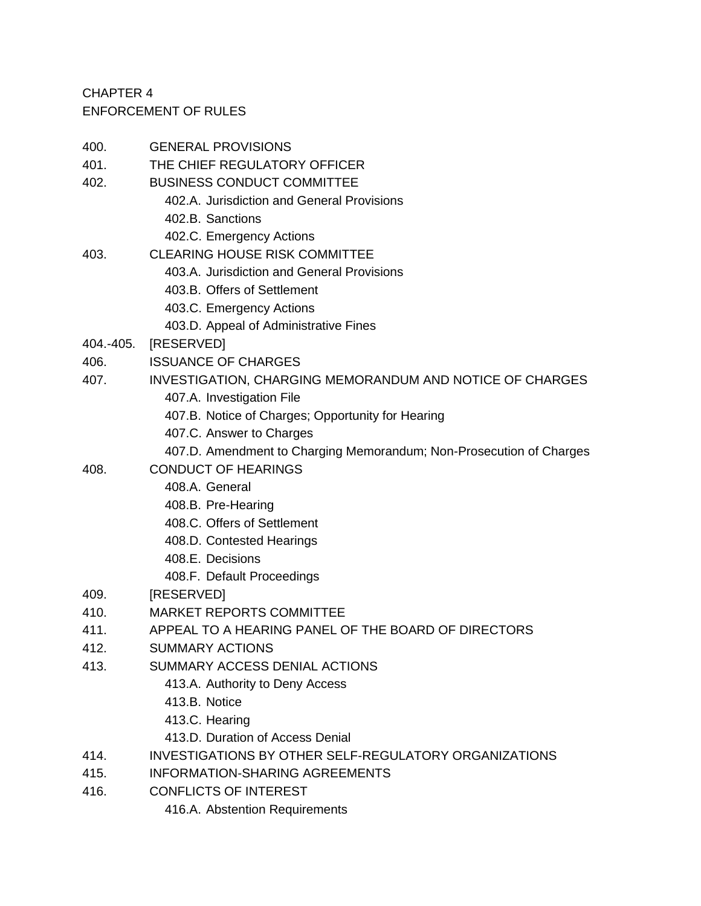# CHAPTER 4
# ENFORCEMENT OF RULES

400. GENERAL PROVISIONS
401. THE CHIEF REGULATORY OFFICER
402. BUSINESS CONDUCT COMMITTEE
    - 402.A. Jurisdiction and General Provisions
    - 402.B. Sanctions
    - 402.C. Emergency Actions
403. CLEARING HOUSE RISK COMMITTEE
    - 403.A. Jurisdiction and General Provisions
    - 403.B. Offers of Settlement
    - 403.C. Emergency Actions
    - 403.D. Appeal of Administrative Fines

404.-405. [RESERVED]

406. ISSUANCE OF CHARGES
407. INVESTIGATION, CHARGING MEMORANDUM AND NOTICE OF CHARGES
    - 407.A. Investigation File
    - 407.B. Notice of Charges; Opportunity for Hearing
    - 407.C. Answer to Charges
    - 407.D. Amendment to Charging Memorandum; Non-Prosecution of Charges
408. CONDUCT OF HEARINGS
    - 408.A. General
    - 408.B. Pre-Hearing
    - 408.C. Offers of Settlement
    - 408.D. Contested Hearings
    - 408.E. Decisions
    - 408.F. Default Proceedings
409. [RESERVED]
410. MARKET REPORTS COMMITTEE
411. APPEAL TO A HEARING PANEL OF THE BOARD OF DIRECTORS
412. SUMMARY ACTIONS
413. SUMMARY ACCESS DENIAL ACTIONS
    - 413.A. Authority to Deny Access
    - 413.B. Notice
    - 413.C. Hearing
    - 413.D. Duration of Access Denial
414. INVESTIGATIONS BY OTHER SELF-REGULATORY ORGANIZATIONS
415. INFORMATION-SHARING AGREEMENTS
416. CONFLICTS OF INTEREST
    - 416.A. Abstention Requirements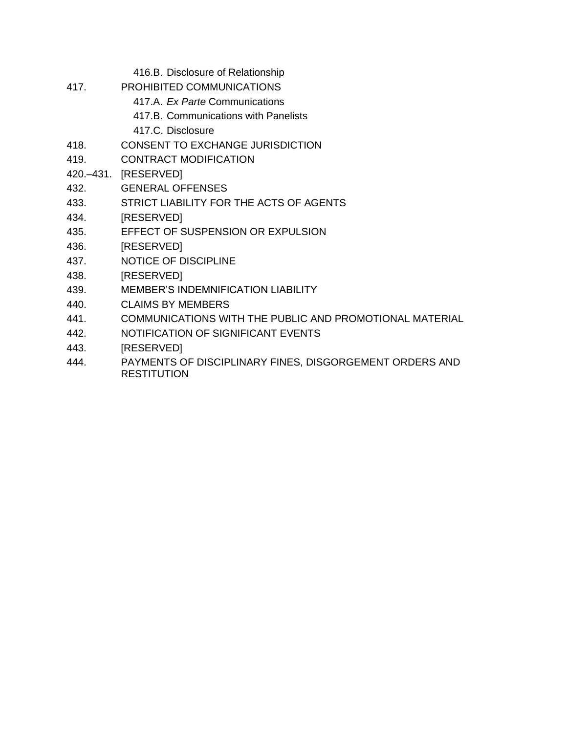416.B. Disclosure of Relationship

417. PROHIBITED COMMUNICATIONS

417.A. *Ex Parte* Communications

417.B. Communications with Panelists

417.C. Disclosure

418. CONSENT TO EXCHANGE JURISDICTION

419. CONTRACT MODIFICATION

420.–431. [RESERVED]

432. GENERAL OFFENSES

433. STRICT LIABILITY FOR THE ACTS OF AGENTS

434. [RESERVED]

435. EFFECT OF SUSPENSION OR EXPULSION

436. [RESERVED]

437. NOTICE OF DISCIPLINE

438. [RESERVED]

439. MEMBER'S INDEMNIFICATION LIABILITY

440. CLAIMS BY MEMBERS

441. COMMUNICATIONS WITH THE PUBLIC AND PROMOTIONAL MATERIAL

442. NOTIFICATION OF SIGNIFICANT EVENTS

443. [RESERVED]

444. PAYMENTS OF DISCIPLINARY FINES, DISGORGEMENT ORDERS AND RESTITUTION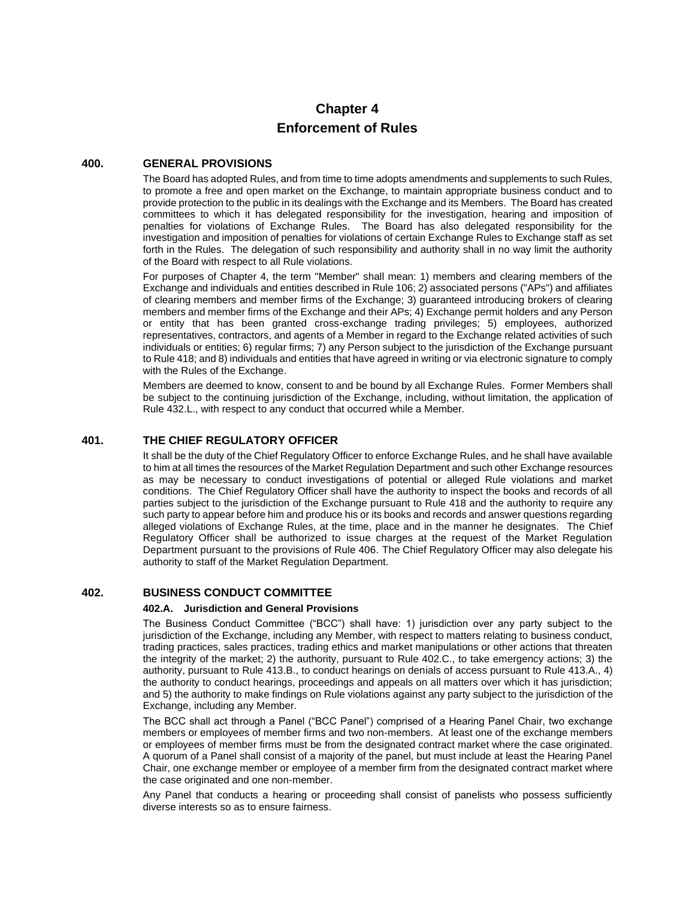# Chapter 4
# Enforcement of Rules

## 400. GENERAL PROVISIONS

The Board has adopted Rules, and from time to time adopts amendments and supplements to such Rules, to promote a free and open market on the Exchange, to maintain appropriate business conduct and to provide protection to the public in its dealings with the Exchange and its Members. The Board has created committees to which it has delegated responsibility for the investigation, hearing and imposition of penalties for violations of Exchange Rules. The Board has also delegated responsibility for the investigation and imposition of penalties for violations of certain Exchange Rules to Exchange staff as set forth in the Rules. The delegation of such responsibility and authority shall in no way limit the authority of the Board with respect to all Rule violations.

For purposes of Chapter 4, the term "Member" shall mean: 1) members and clearing members of the Exchange and individuals and entities described in Rule 106; 2) associated persons ("APs") and affiliates of clearing members and member firms of the Exchange; 3) guaranteed introducing brokers of clearing members and member firms of the Exchange and their APs; 4) Exchange permit holders and any Person or entity that has been granted cross-exchange trading privileges; 5) employees, authorized representatives, contractors, and agents of a Member in regard to the Exchange related activities of such individuals or entities; 6) regular firms; 7) any Person subject to the jurisdiction of the Exchange pursuant to Rule 418; and 8) individuals and entities that have agreed in writing or via electronic signature to comply with the Rules of the Exchange.

Members are deemed to know, consent to and be bound by all Exchange Rules. Former Members shall be subject to the continuing jurisdiction of the Exchange, including, without limitation, the application of Rule 432.L., with respect to any conduct that occurred while a Member.

## 401. THE CHIEF REGULATORY OFFICER

It shall be the duty of the Chief Regulatory Officer to enforce Exchange Rules, and he shall have available to him at all times the resources of the Market Regulation Department and such other Exchange resources as may be necessary to conduct investigations of potential or alleged Rule violations and market conditions. The Chief Regulatory Officer shall have the authority to inspect the books and records of all parties subject to the jurisdiction of the Exchange pursuant to Rule 418 and the authority to require any such party to appear before him and produce his or its books and records and answer questions regarding alleged violations of Exchange Rules, at the time, place and in the manner he designates. The Chief Regulatory Officer shall be authorized to issue charges at the request of the Market Regulation Department pursuant to the provisions of Rule 406. The Chief Regulatory Officer may also delegate his authority to staff of the Market Regulation Department.

## 402. BUSINESS CONDUCT COMMITTEE

### 402.A. Jurisdiction and General Provisions

The Business Conduct Committee ("BCC") shall have: 1) jurisdiction over any party subject to the jurisdiction of the Exchange, including any Member, with respect to matters relating to business conduct, trading practices, sales practices, trading ethics and market manipulations or other actions that threaten the integrity of the market; 2) the authority, pursuant to Rule 402.C., to take emergency actions; 3) the authority, pursuant to Rule 413.B., to conduct hearings on denials of access pursuant to Rule 413.A., 4) the authority to conduct hearings, proceedings and appeals on all matters over which it has jurisdiction; and 5) the authority to make findings on Rule violations against any party subject to the jurisdiction of the Exchange, including any Member.

The BCC shall act through a Panel ("BCC Panel") comprised of a Hearing Panel Chair, two exchange members or employees of member firms and two non-members. At least one of the exchange members or employees of member firms must be from the designated contract market where the case originated. A quorum of a Panel shall consist of a majority of the panel, but must include at least the Hearing Panel Chair, one exchange member or employee of a member firm from the designated contract market where the case originated and one non-member.

Any Panel that conducts a hearing or proceeding shall consist of panelists who possess sufficiently diverse interests so as to ensure fairness.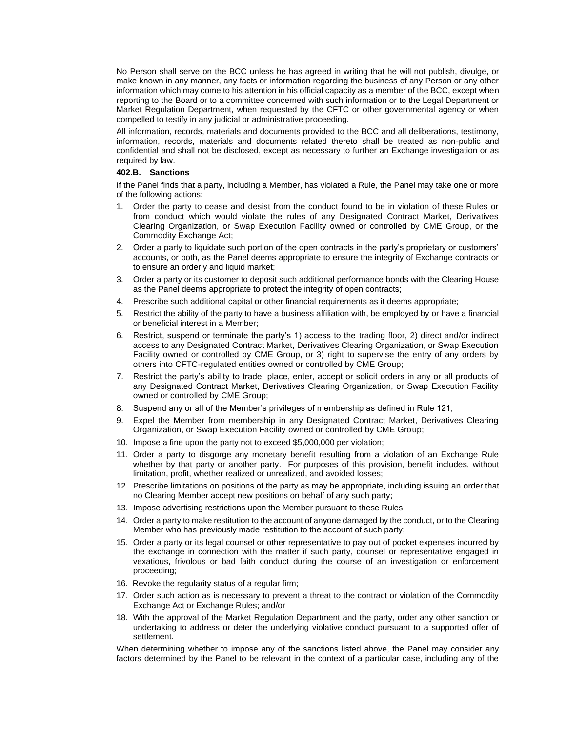No Person shall serve on the BCC unless he has agreed in writing that he will not publish, divulge, or make known in any manner, any facts or information regarding the business of any Person or any other information which may come to his attention in his official capacity as a member of the BCC, except when reporting to the Board or to a committee concerned with such information or to the Legal Department or Market Regulation Department, when requested by the CFTC or other governmental agency or when compelled to testify in any judicial or administrative proceeding.

All information, records, materials and documents provided to the BCC and all deliberations, testimony, information, records, materials and documents related thereto shall be treated as non-public and confidential and shall not be disclosed, except as necessary to further an Exchange investigation or as required by law.

**402.B. Sanctions**

If the Panel finds that a party, including a Member, has violated a Rule, the Panel may take one or more of the following actions:

1. Order the party to cease and desist from the conduct found to be in violation of these Rules or from conduct which would violate the rules of any Designated Contract Market, Derivatives Clearing Organization, or Swap Execution Facility owned or controlled by CME Group, or the Commodity Exchange Act;
2. Order a party to liquidate such portion of the open contracts in the party's proprietary or customers' accounts, or both, as the Panel deems appropriate to ensure the integrity of Exchange contracts or to ensure an orderly and liquid market;
3. Order a party or its customer to deposit such additional performance bonds with the Clearing House as the Panel deems appropriate to protect the integrity of open contracts;
4. Prescribe such additional capital or other financial requirements as it deems appropriate;
5. Restrict the ability of the party to have a business affiliation with, be employed by or have a financial or beneficial interest in a Member;
6. Restrict, suspend or terminate the party's 1) access to the trading floor, 2) direct and/or indirect access to any Designated Contract Market, Derivatives Clearing Organization, or Swap Execution Facility owned or controlled by CME Group, or 3) right to supervise the entry of any orders by others into CFTC-regulated entities owned or controlled by CME Group;
7. Restrict the party's ability to trade, place, enter, accept or solicit orders in any or all products of any Designated Contract Market, Derivatives Clearing Organization, or Swap Execution Facility owned or controlled by CME Group;
8. Suspend any or all of the Member's privileges of membership as defined in Rule 121;
9. Expel the Member from membership in any Designated Contract Market, Derivatives Clearing Organization, or Swap Execution Facility owned or controlled by CME Group;
10. Impose a fine upon the party not to exceed $5,000,000 per violation;
11. Order a party to disgorge any monetary benefit resulting from a violation of an Exchange Rule whether by that party or another party. For purposes of this provision, benefit includes, without limitation, profit, whether realized or unrealized, and avoided losses;
12. Prescribe limitations on positions of the party as may be appropriate, including issuing an order that no Clearing Member accept new positions on behalf of any such party;
13. Impose advertising restrictions upon the Member pursuant to these Rules;
14. Order a party to make restitution to the account of anyone damaged by the conduct, or to the Clearing Member who has previously made restitution to the account of such party;
15. Order a party or its legal counsel or other representative to pay out of pocket expenses incurred by the exchange in connection with the matter if such party, counsel or representative engaged in vexatious, frivolous or bad faith conduct during the course of an investigation or enforcement proceeding;
16. Revoke the regularity status of a regular firm;
17. Order such action as is necessary to prevent a threat to the contract or violation of the Commodity Exchange Act or Exchange Rules; and/or
18. With the approval of the Market Regulation Department and the party, order any other sanction or undertaking to address or deter the underlying violative conduct pursuant to a supported offer of settlement.

When determining whether to impose any of the sanctions listed above, the Panel may consider any factors determined by the Panel to be relevant in the context of a particular case, including any of the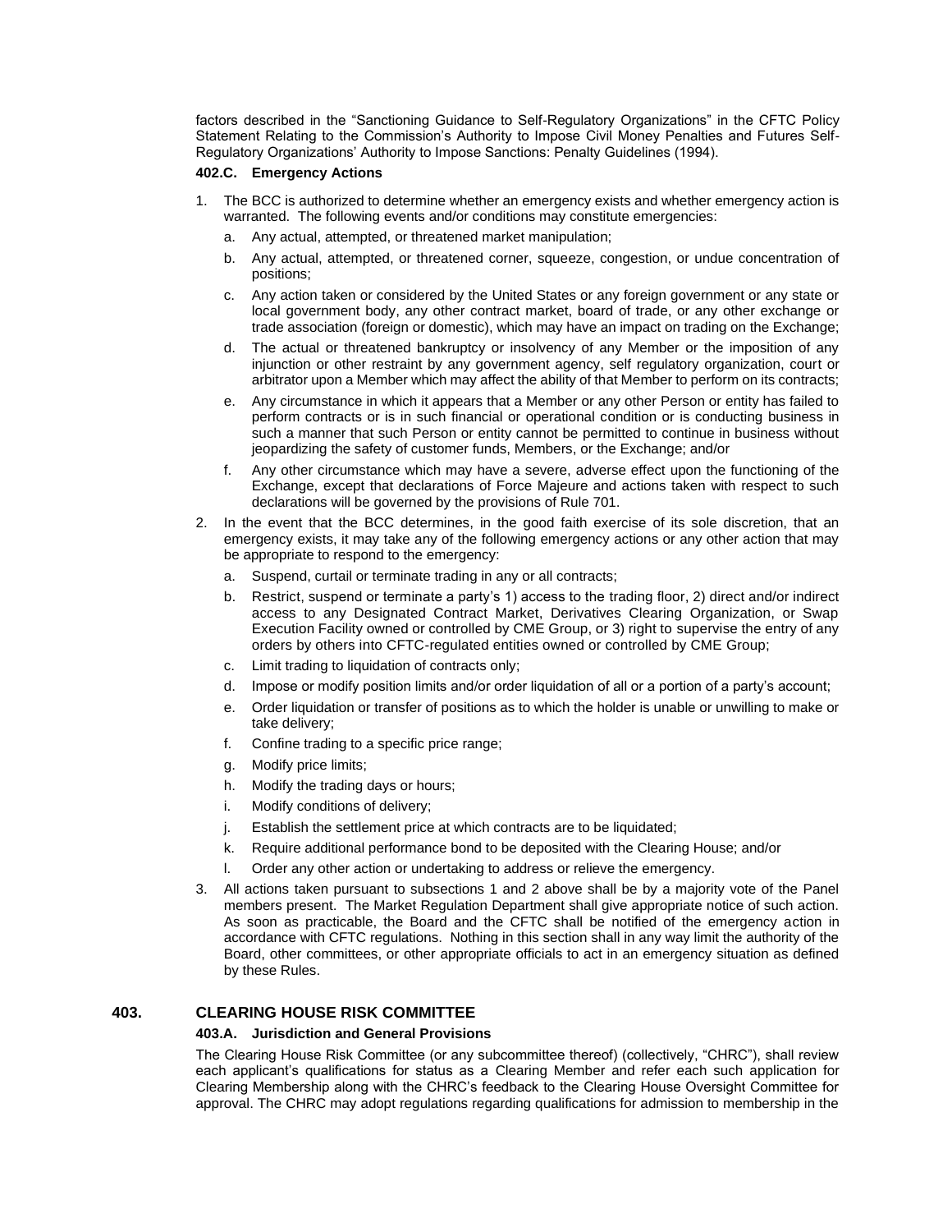factors described in the “Sanctioning Guidance to Self-Regulatory Organizations” in the CFTC Policy Statement Relating to the Commission’s Authority to Impose Civil Money Penalties and Futures Self-Regulatory Organizations’ Authority to Impose Sanctions: Penalty Guidelines (1994).

### 402.C. Emergency Actions

1. The BCC is authorized to determine whether an emergency exists and whether emergency action is warranted. The following events and/or conditions may constitute emergencies:
   a. Any actual, attempted, or threatened market manipulation;
   b. Any actual, attempted, or threatened corner, squeeze, congestion, or undue concentration of positions;
   c. Any action taken or considered by the United States or any foreign government or any state or local government body, any other contract market, board of trade, or any other exchange or trade association (foreign or domestic), which may have an impact on trading on the Exchange;
   d. The actual or threatened bankruptcy or insolvency of any Member or the imposition of any injunction or other restraint by any government agency, self regulatory organization, court or arbitrator upon a Member which may affect the ability of that Member to perform on its contracts;
   e. Any circumstance in which it appears that a Member or any other Person or entity has failed to perform contracts or is in such financial or operational condition or is conducting business in such a manner that such Person or entity cannot be permitted to continue in business without jeopardizing the safety of customer funds, Members, or the Exchange; and/or
   f. Any other circumstance which may have a severe, adverse effect upon the functioning of the Exchange, except that declarations of Force Majeure and actions taken with respect to such declarations will be governed by the provisions of Rule 701.
2. In the event that the BCC determines, in the good faith exercise of its sole discretion, that an emergency exists, it may take any of the following emergency actions or any other action that may be appropriate to respond to the emergency:
   a. Suspend, curtail or terminate trading in any or all contracts;
   b. Restrict, suspend or terminate a party’s 1) access to the trading floor, 2) direct and/or indirect access to any Designated Contract Market, Derivatives Clearing Organization, or Swap Execution Facility owned or controlled by CME Group, or 3) right to supervise the entry of any orders by others into CFTC-regulated entities owned or controlled by CME Group;
   c. Limit trading to liquidation of contracts only;
   d. Impose or modify position limits and/or order liquidation of all or a portion of a party’s account;
   e. Order liquidation or transfer of positions as to which the holder is unable or unwilling to make or take delivery;
   f. Confine trading to a specific price range;
   g. Modify price limits;
   h. Modify the trading days or hours;
   i. Modify conditions of delivery;
   j. Establish the settlement price at which contracts are to be liquidated;
   k. Require additional performance bond to be deposited with the Clearing House; and/or
   l. Order any other action or undertaking to address or relieve the emergency.
3. All actions taken pursuant to subsections 1 and 2 above shall be by a majority vote of the Panel members present. The Market Regulation Department shall give appropriate notice of such action. As soon as practicable, the Board and the CFTC shall be notified of the emergency action in accordance with CFTC regulations. Nothing in this section shall in any way limit the authority of the Board, other committees, or other appropriate officials to act in an emergency situation as defined by these Rules.

## 403. CLEARING HOUSE RISK COMMITTEE

### 403.A. Jurisdiction and General Provisions

The Clearing House Risk Committee (or any subcommittee thereof) (collectively, “CHRC”), shall review each applicant’s qualifications for status as a Clearing Member and refer each such application for Clearing Membership along with the CHRC’s feedback to the Clearing House Oversight Committee for approval. The CHRC may adopt regulations regarding qualifications for admission to membership in the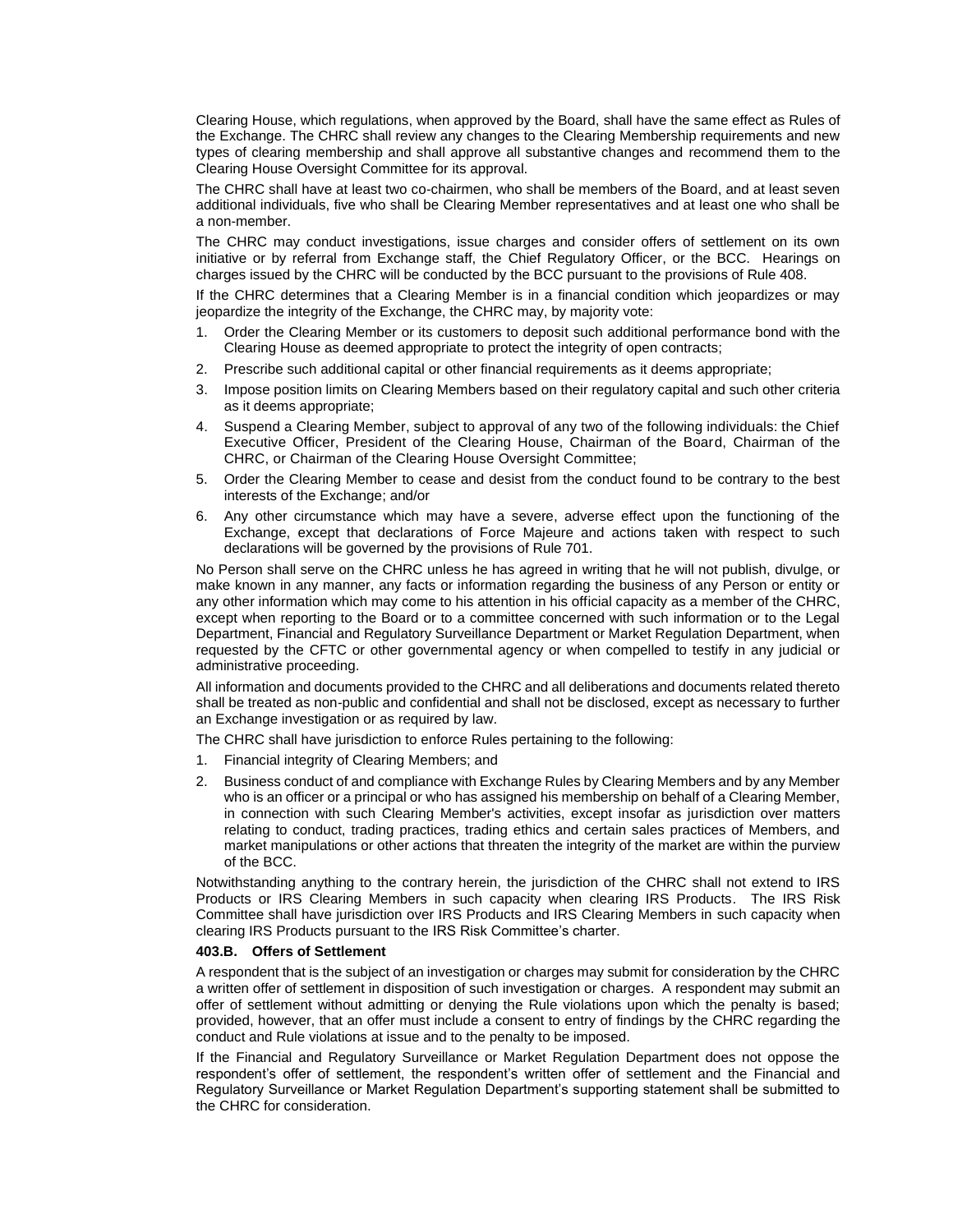Clearing House, which regulations, when approved by the Board, shall have the same effect as Rules of the Exchange. The CHRC shall review any changes to the Clearing Membership requirements and new types of clearing membership and shall approve all substantive changes and recommend them to the Clearing House Oversight Committee for its approval.

The CHRC shall have at least two co-chairmen, who shall be members of the Board, and at least seven additional individuals, five who shall be Clearing Member representatives and at least one who shall be a non-member.

The CHRC may conduct investigations, issue charges and consider offers of settlement on its own initiative or by referral from Exchange staff, the Chief Regulatory Officer, or the BCC. Hearings on charges issued by the CHRC will be conducted by the BCC pursuant to the provisions of Rule 408.

If the CHRC determines that a Clearing Member is in a financial condition which jeopardizes or may jeopardize the integrity of the Exchange, the CHRC may, by majority vote:

1. Order the Clearing Member or its customers to deposit such additional performance bond with the Clearing House as deemed appropriate to protect the integrity of open contracts;
2. Prescribe such additional capital or other financial requirements as it deems appropriate;
3. Impose position limits on Clearing Members based on their regulatory capital and such other criteria as it deems appropriate;
4. Suspend a Clearing Member, subject to approval of any two of the following individuals: the Chief Executive Officer, President of the Clearing House, Chairman of the Board, Chairman of the CHRC, or Chairman of the Clearing House Oversight Committee;
5. Order the Clearing Member to cease and desist from the conduct found to be contrary to the best interests of the Exchange; and/or
6. Any other circumstance which may have a severe, adverse effect upon the functioning of the Exchange, except that declarations of Force Majeure and actions taken with respect to such declarations will be governed by the provisions of Rule 701.

No Person shall serve on the CHRC unless he has agreed in writing that he will not publish, divulge, or make known in any manner, any facts or information regarding the business of any Person or entity or any other information which may come to his attention in his official capacity as a member of the CHRC, except when reporting to the Board or to a committee concerned with such information or to the Legal Department, Financial and Regulatory Surveillance Department or Market Regulation Department, when requested by the CFTC or other governmental agency or when compelled to testify in any judicial or administrative proceeding.

All information and documents provided to the CHRC and all deliberations and documents related thereto shall be treated as non-public and confidential and shall not be disclosed, except as necessary to further an Exchange investigation or as required by law.

The CHRC shall have jurisdiction to enforce Rules pertaining to the following:

1. Financial integrity of Clearing Members; and
2. Business conduct of and compliance with Exchange Rules by Clearing Members and by any Member who is an officer or a principal or who has assigned his membership on behalf of a Clearing Member, in connection with such Clearing Member's activities, except insofar as jurisdiction over matters relating to conduct, trading practices, trading ethics and certain sales practices of Members, and market manipulations or other actions that threaten the integrity of the market are within the purview of the BCC.

Notwithstanding anything to the contrary herein, the jurisdiction of the CHRC shall not extend to IRS Products or IRS Clearing Members in such capacity when clearing IRS Products. The IRS Risk Committee shall have jurisdiction over IRS Products and IRS Clearing Members in such capacity when clearing IRS Products pursuant to the IRS Risk Committee's charter.

**403.B. Offers of Settlement**

A respondent that is the subject of an investigation or charges may submit for consideration by the CHRC a written offer of settlement in disposition of such investigation or charges. A respondent may submit an offer of settlement without admitting or denying the Rule violations upon which the penalty is based; provided, however, that an offer must include a consent to entry of findings by the CHRC regarding the conduct and Rule violations at issue and to the penalty to be imposed.

If the Financial and Regulatory Surveillance or Market Regulation Department does not oppose the respondent's offer of settlement, the respondent's written offer of settlement and the Financial and Regulatory Surveillance or Market Regulation Department's supporting statement shall be submitted to the CHRC for consideration.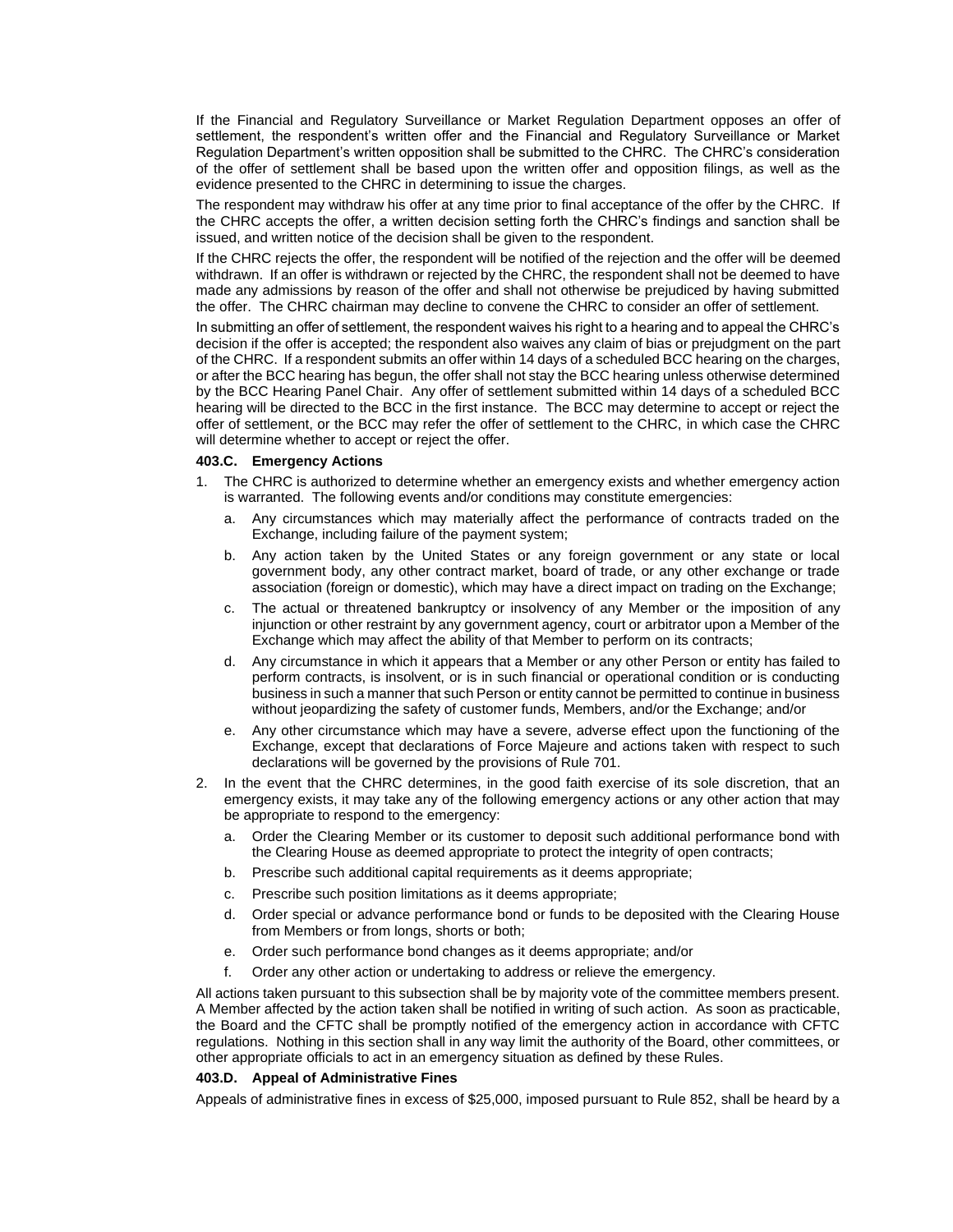If the Financial and Regulatory Surveillance or Market Regulation Department opposes an offer of settlement, the respondent's written offer and the Financial and Regulatory Surveillance or Market Regulation Department's written opposition shall be submitted to the CHRC. The CHRC's consideration of the offer of settlement shall be based upon the written offer and opposition filings, as well as the evidence presented to the CHRC in determining to issue the charges.

The respondent may withdraw his offer at any time prior to final acceptance of the offer by the CHRC. If the CHRC accepts the offer, a written decision setting forth the CHRC's findings and sanction shall be issued, and written notice of the decision shall be given to the respondent.

If the CHRC rejects the offer, the respondent will be notified of the rejection and the offer will be deemed withdrawn. If an offer is withdrawn or rejected by the CHRC, the respondent shall not be deemed to have made any admissions by reason of the offer and shall not otherwise be prejudiced by having submitted the offer. The CHRC chairman may decline to convene the CHRC to consider an offer of settlement.

In submitting an offer of settlement, the respondent waives his right to a hearing and to appeal the CHRC's decision if the offer is accepted; the respondent also waives any claim of bias or prejudgment on the part of the CHRC. If a respondent submits an offer within 14 days of a scheduled BCC hearing on the charges, or after the BCC hearing has begun, the offer shall not stay the BCC hearing unless otherwise determined by the BCC Hearing Panel Chair. Any offer of settlement submitted within 14 days of a scheduled BCC hearing will be directed to the BCC in the first instance. The BCC may determine to accept or reject the offer of settlement, or the BCC may refer the offer of settlement to the CHRC, in which case the CHRC will determine whether to accept or reject the offer.

**403.C. Emergency Actions**

1. The CHRC is authorized to determine whether an emergency exists and whether emergency action is warranted. The following events and/or conditions may constitute emergencies:
   a. Any circumstances which may materially affect the performance of contracts traded on the Exchange, including failure of the payment system;
   b. Any action taken by the United States or any foreign government or any state or local government body, any other contract market, board of trade, or any other exchange or trade association (foreign or domestic), which may have a direct impact on trading on the Exchange;
   c. The actual or threatened bankruptcy or insolvency of any Member or the imposition of any injunction or other restraint by any government agency, court or arbitrator upon a Member of the Exchange which may affect the ability of that Member to perform on its contracts;
   d. Any circumstance in which it appears that a Member or any other Person or entity has failed to perform contracts, is insolvent, or is in such financial or operational condition or is conducting business in such a manner that such Person or entity cannot be permitted to continue in business without jeopardizing the safety of customer funds, Members, and/or the Exchange; and/or
   e. Any other circumstance which may have a severe, adverse effect upon the functioning of the Exchange, except that declarations of Force Majeure and actions taken with respect to such declarations will be governed by the provisions of Rule 701.
2. In the event that the CHRC determines, in the good faith exercise of its sole discretion, that an emergency exists, it may take any of the following emergency actions or any other action that may be appropriate to respond to the emergency:
   a. Order the Clearing Member or its customer to deposit such additional performance bond with the Clearing House as deemed appropriate to protect the integrity of open contracts;
   b. Prescribe such additional capital requirements as it deems appropriate;
   c. Prescribe such position limitations as it deems appropriate;
   d. Order special or advance performance bond or funds to be deposited with the Clearing House from Members or from longs, shorts or both;
   e. Order such performance bond changes as it deems appropriate; and/or
   f. Order any other action or undertaking to address or relieve the emergency.

All actions taken pursuant to this subsection shall be by majority vote of the committee members present. A Member affected by the action taken shall be notified in writing of such action. As soon as practicable, the Board and the CFTC shall be promptly notified of the emergency action in accordance with CFTC regulations. Nothing in this section shall in any way limit the authority of the Board, other committees, or other appropriate officials to act in an emergency situation as defined by these Rules.

**403.D. Appeal of Administrative Fines**

Appeals of administrative fines in excess of $25,000, imposed pursuant to Rule 852, shall be heard by a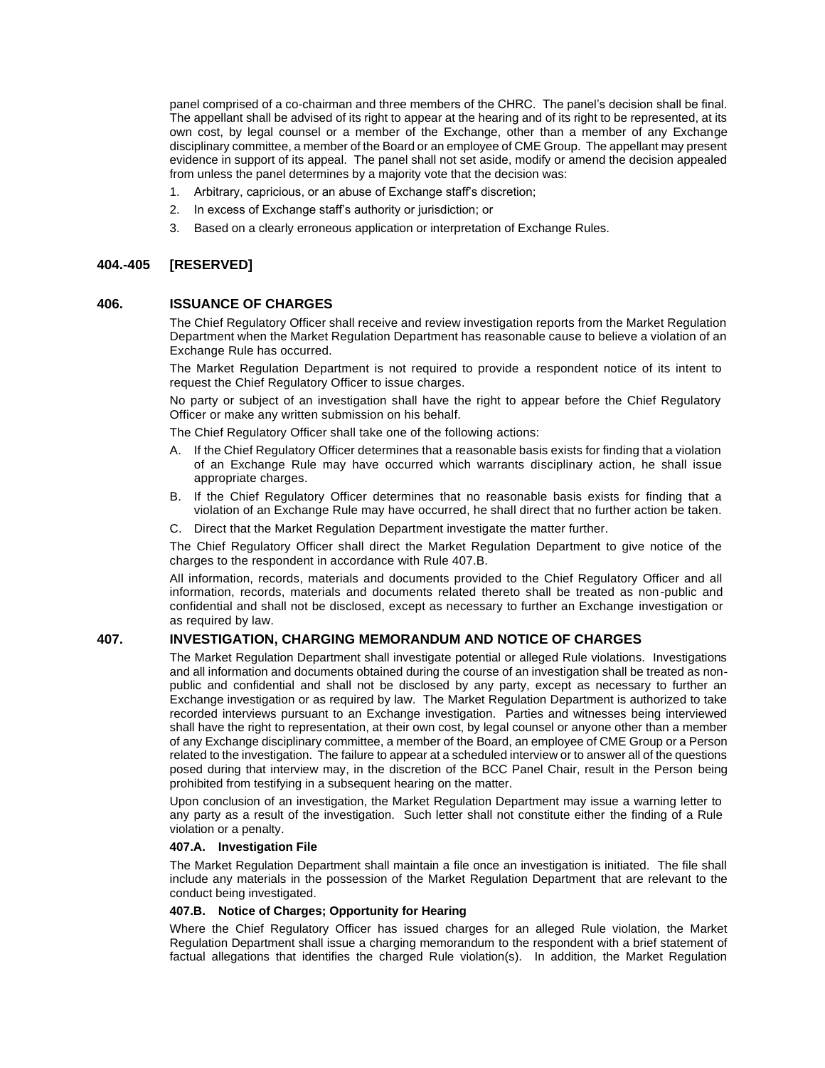panel comprised of a co-chairman and three members of the CHRC. The panel's decision shall be final. The appellant shall be advised of its right to appear at the hearing and of its right to be represented, at its own cost, by legal counsel or a member of the Exchange, other than a member of any Exchange disciplinary committee, a member of the Board or an employee of CME Group. The appellant may present evidence in support of its appeal. The panel shall not set aside, modify or amend the decision appealed from unless the panel determines by a majority vote that the decision was:

1. Arbitrary, capricious, or an abuse of Exchange staff's discretion;
2. In excess of Exchange staff's authority or jurisdiction; or
3. Based on a clearly erroneous application or interpretation of Exchange Rules.

## 404.-405 [RESERVED]

## 406. ISSUANCE OF CHARGES

The Chief Regulatory Officer shall receive and review investigation reports from the Market Regulation Department when the Market Regulation Department has reasonable cause to believe a violation of an Exchange Rule has occurred.

The Market Regulation Department is not required to provide a respondent notice of its intent to request the Chief Regulatory Officer to issue charges.

No party or subject of an investigation shall have the right to appear before the Chief Regulatory Officer or make any written submission on his behalf.

The Chief Regulatory Officer shall take one of the following actions:

A. If the Chief Regulatory Officer determines that a reasonable basis exists for finding that a violation of an Exchange Rule may have occurred which warrants disciplinary action, he shall issue appropriate charges.

B. If the Chief Regulatory Officer determines that no reasonable basis exists for finding that a violation of an Exchange Rule may have occurred, he shall direct that no further action be taken.

C. Direct that the Market Regulation Department investigate the matter further.

The Chief Regulatory Officer shall direct the Market Regulation Department to give notice of the charges to the respondent in accordance with Rule 407.B.

All information, records, materials and documents provided to the Chief Regulatory Officer and all information, records, materials and documents related thereto shall be treated as non-public and confidential and shall not be disclosed, except as necessary to further an Exchange investigation or as required by law.

## 407. INVESTIGATION, CHARGING MEMORANDUM AND NOTICE OF CHARGES

The Market Regulation Department shall investigate potential or alleged Rule violations. Investigations and all information and documents obtained during the course of an investigation shall be treated as non-public and confidential and shall not be disclosed by any party, except as necessary to further an Exchange investigation or as required by law. The Market Regulation Department is authorized to take recorded interviews pursuant to an Exchange investigation. Parties and witnesses being interviewed shall have the right to representation, at their own cost, by legal counsel or anyone other than a member of any Exchange disciplinary committee, a member of the Board, an employee of CME Group or a Person related to the investigation. The failure to appear at a scheduled interview or to answer all of the questions posed during that interview may, in the discretion of the BCC Panel Chair, result in the Person being prohibited from testifying in a subsequent hearing on the matter.

Upon conclusion of an investigation, the Market Regulation Department may issue a warning letter to any party as a result of the investigation. Such letter shall not constitute either the finding of a Rule violation or a penalty.

### 407.A. Investigation File

The Market Regulation Department shall maintain a file once an investigation is initiated. The file shall include any materials in the possession of the Market Regulation Department that are relevant to the conduct being investigated.

### 407.B. Notice of Charges; Opportunity for Hearing

Where the Chief Regulatory Officer has issued charges for an alleged Rule violation, the Market Regulation Department shall issue a charging memorandum to the respondent with a brief statement of factual allegations that identifies the charged Rule violation(s). In addition, the Market Regulation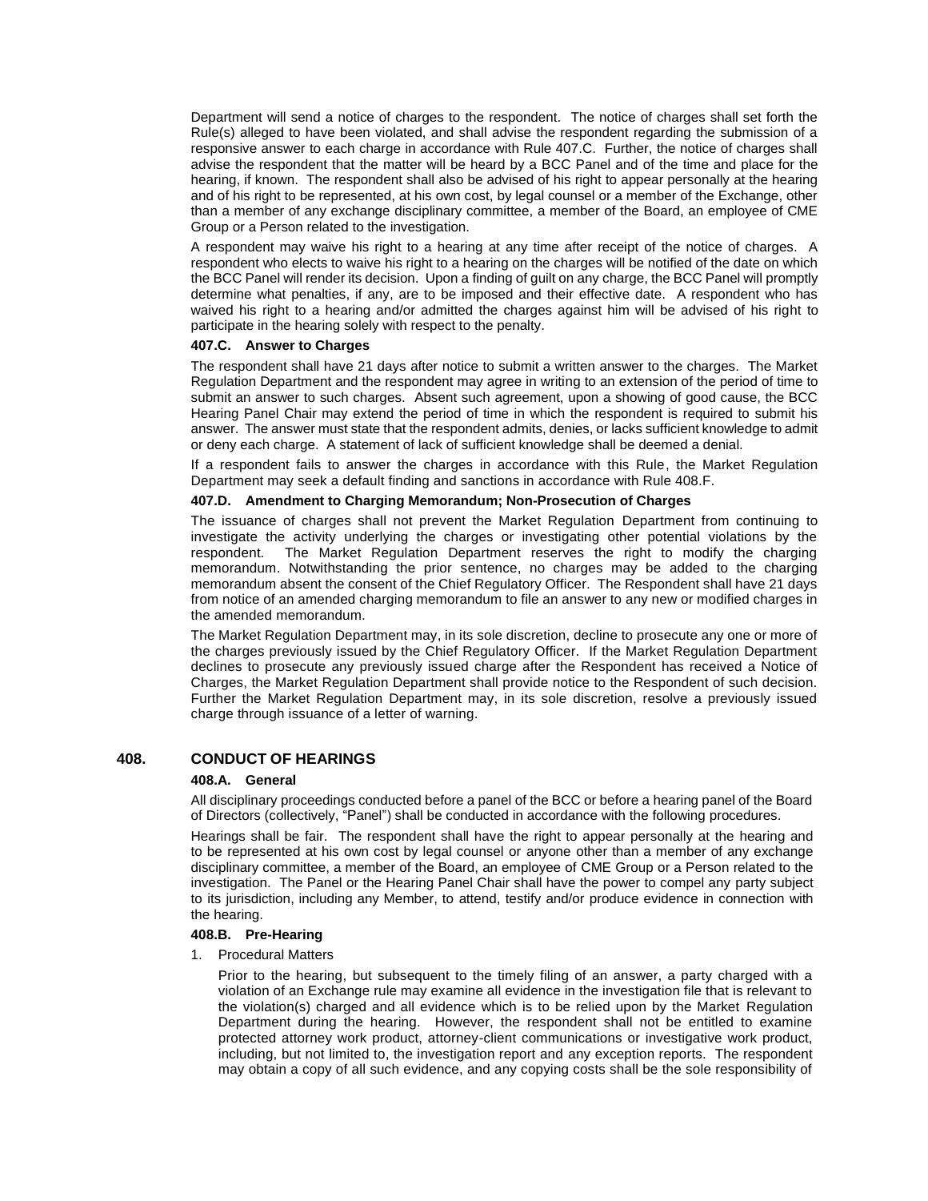Department will send a notice of charges to the respondent. The notice of charges shall set forth the Rule(s) alleged to have been violated, and shall advise the respondent regarding the submission of a responsive answer to each charge in accordance with Rule 407.C. Further, the notice of charges shall advise the respondent that the matter will be heard by a BCC Panel and of the time and place for the hearing, if known. The respondent shall also be advised of his right to appear personally at the hearing and of his right to be represented, at his own cost, by legal counsel or a member of the Exchange, other than a member of any exchange disciplinary committee, a member of the Board, an employee of CME Group or a Person related to the investigation.

A respondent may waive his right to a hearing at any time after receipt of the notice of charges. A respondent who elects to waive his right to a hearing on the charges will be notified of the date on which the BCC Panel will render its decision. Upon a finding of guilt on any charge, the BCC Panel will promptly determine what penalties, if any, are to be imposed and their effective date. A respondent who has waived his right to a hearing and/or admitted the charges against him will be advised of his right to participate in the hearing solely with respect to the penalty.

#### 407.C. Answer to Charges

The respondent shall have 21 days after notice to submit a written answer to the charges. The Market Regulation Department and the respondent may agree in writing to an extension of the period of time to submit an answer to such charges. Absent such agreement, upon a showing of good cause, the BCC Hearing Panel Chair may extend the period of time in which the respondent is required to submit his answer. The answer must state that the respondent admits, denies, or lacks sufficient knowledge to admit or deny each charge. A statement of lack of sufficient knowledge shall be deemed a denial.

If a respondent fails to answer the charges in accordance with this Rule, the Market Regulation Department may seek a default finding and sanctions in accordance with Rule 408.F.

#### 407.D. Amendment to Charging Memorandum; Non-Prosecution of Charges

The issuance of charges shall not prevent the Market Regulation Department from continuing to investigate the activity underlying the charges or investigating other potential violations by the respondent. The Market Regulation Department reserves the right to modify the charging memorandum. Notwithstanding the prior sentence, no charges may be added to the charging memorandum absent the consent of the Chief Regulatory Officer. The Respondent shall have 21 days from notice of an amended charging memorandum to file an answer to any new or modified charges in the amended memorandum.

The Market Regulation Department may, in its sole discretion, decline to prosecute any one or more of the charges previously issued by the Chief Regulatory Officer. If the Market Regulation Department declines to prosecute any previously issued charge after the Respondent has received a Notice of Charges, the Market Regulation Department shall provide notice to the Respondent of such decision. Further the Market Regulation Department may, in its sole discretion, resolve a previously issued charge through issuance of a letter of warning.

### 408. CONDUCT OF HEARINGS

#### 408.A. General

All disciplinary proceedings conducted before a panel of the BCC or before a hearing panel of the Board of Directors (collectively, "Panel") shall be conducted in accordance with the following procedures.

Hearings shall be fair. The respondent shall have the right to appear personally at the hearing and to be represented at his own cost by legal counsel or anyone other than a member of any exchange disciplinary committee, a member of the Board, an employee of CME Group or a Person related to the investigation. The Panel or the Hearing Panel Chair shall have the power to compel any party subject to its jurisdiction, including any Member, to attend, testify and/or produce evidence in connection with the hearing.

#### 408.B. Pre-Hearing

1. Procedural Matters

   Prior to the hearing, but subsequent to the timely filing of an answer, a party charged with a violation of an Exchange rule may examine all evidence in the investigation file that is relevant to the violation(s) charged and all evidence which is to be relied upon by the Market Regulation Department during the hearing. However, the respondent shall not be entitled to examine protected attorney work product, attorney-client communications or investigative work product, including, but not limited to, the investigation report and any exception reports. The respondent may obtain a copy of all such evidence, and any copying costs shall be the sole responsibility of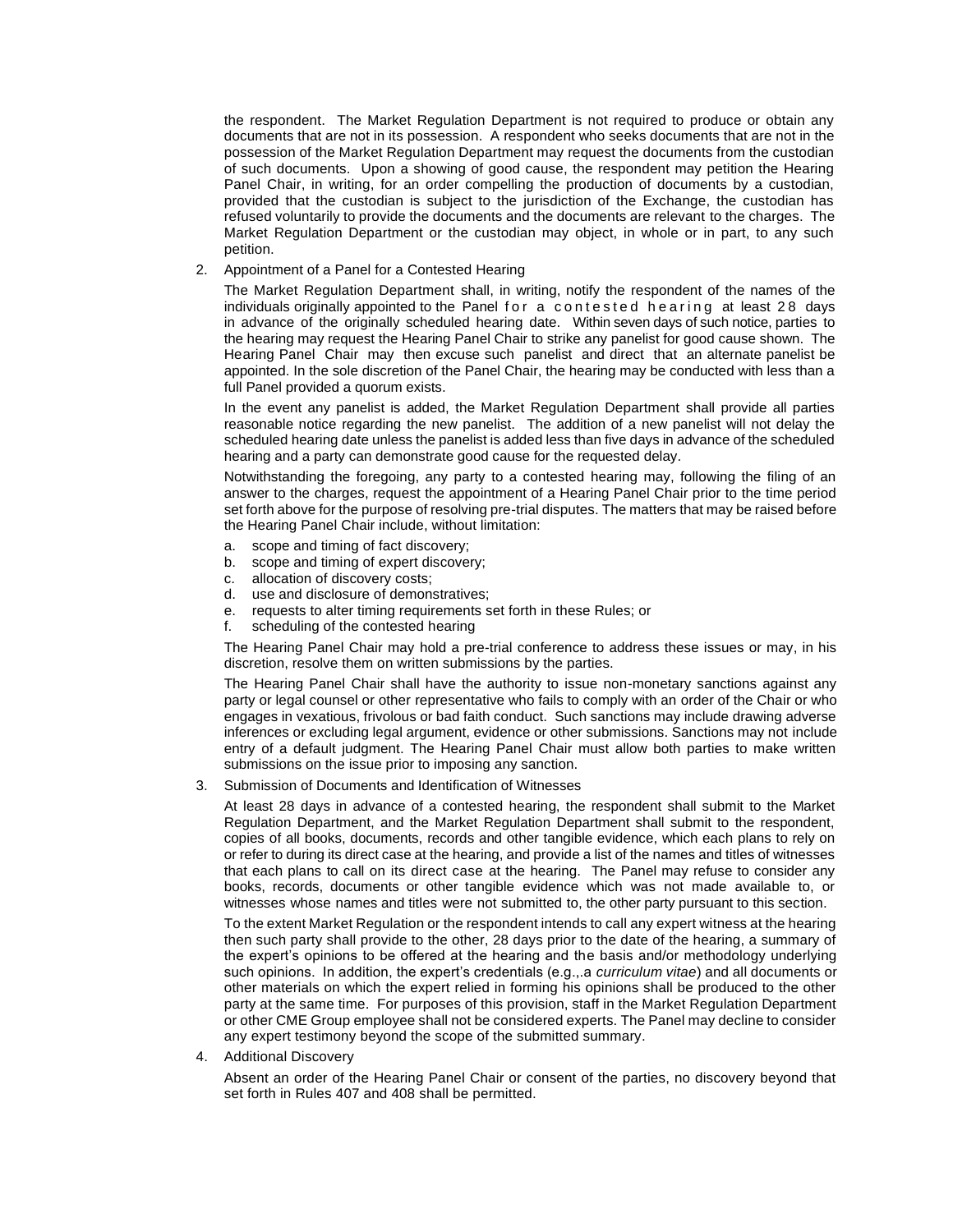the respondent. The Market Regulation Department is not required to produce or obtain any documents that are not in its possession. A respondent who seeks documents that are not in the possession of the Market Regulation Department may request the documents from the custodian of such documents. Upon a showing of good cause, the respondent may petition the Hearing Panel Chair, in writing, for an order compelling the production of documents by a custodian, provided that the custodian is subject to the jurisdiction of the Exchange, the custodian has refused voluntarily to provide the documents and the documents are relevant to the charges. The Market Regulation Department or the custodian may object, in whole or in part, to any such petition.

2. Appointment of a Panel for a Contested Hearing

   The Market Regulation Department shall, in writing, notify the respondent of the names of the individuals originally appointed to the Panel for a contested hearing at least 28 days in advance of the originally scheduled hearing date. Within seven days of such notice, parties to the hearing may request the Hearing Panel Chair to strike any panelist for good cause shown. The Hearing Panel Chair may then excuse such panelist and direct that an alternate panelist be appointed. In the sole discretion of the Panel Chair, the hearing may be conducted with less than a full Panel provided a quorum exists.

   In the event any panelist is added, the Market Regulation Department shall provide all parties reasonable notice regarding the new panelist. The addition of a new panelist will not delay the scheduled hearing date unless the panelist is added less than five days in advance of the scheduled hearing and a party can demonstrate good cause for the requested delay.

   Notwithstanding the foregoing, any party to a contested hearing may, following the filing of an answer to the charges, request the appointment of a Hearing Panel Chair prior to the time period set forth above for the purpose of resolving pre-trial disputes. The matters that may be raised before the Hearing Panel Chair include, without limitation:

   a. scope and timing of fact discovery;
   b. scope and timing of expert discovery;
   c. allocation of discovery costs;
   d. use and disclosure of demonstratives;
   e. requests to alter timing requirements set forth in these Rules; or
   f. scheduling of the contested hearing

   The Hearing Panel Chair may hold a pre-trial conference to address these issues or may, in his discretion, resolve them on written submissions by the parties.

   The Hearing Panel Chair shall have the authority to issue non-monetary sanctions against any party or legal counsel or other representative who fails to comply with an order of the Chair or who engages in vexatious, frivolous or bad faith conduct. Such sanctions may include drawing adverse inferences or excluding legal argument, evidence or other submissions. Sanctions may not include entry of a default judgment. The Hearing Panel Chair must allow both parties to make written submissions on the issue prior to imposing any sanction.

3. Submission of Documents and Identification of Witnesses

   At least 28 days in advance of a contested hearing, the respondent shall submit to the Market Regulation Department, and the Market Regulation Department shall submit to the respondent, copies of all books, documents, records and other tangible evidence, which each plans to rely on or refer to during its direct case at the hearing, and provide a list of the names and titles of witnesses that each plans to call on its direct case at the hearing. The Panel may refuse to consider any books, records, documents or other tangible evidence which was not made available to, or witnesses whose names and titles were not submitted to, the other party pursuant to this section.

   To the extent Market Regulation or the respondent intends to call any expert witness at the hearing then such party shall provide to the other, 28 days prior to the date of the hearing, a summary of the expert's opinions to be offered at the hearing and the basis and/or methodology underlying such opinions. In addition, the expert's credentials (e.g.,.a *curriculum vitae*) and all documents or other materials on which the expert relied in forming his opinions shall be produced to the other party at the same time. For purposes of this provision, staff in the Market Regulation Department or other CME Group employee shall not be considered experts. The Panel may decline to consider any expert testimony beyond the scope of the submitted summary.

4. Additional Discovery

   Absent an order of the Hearing Panel Chair or consent of the parties, no discovery beyond that set forth in Rules 407 and 408 shall be permitted.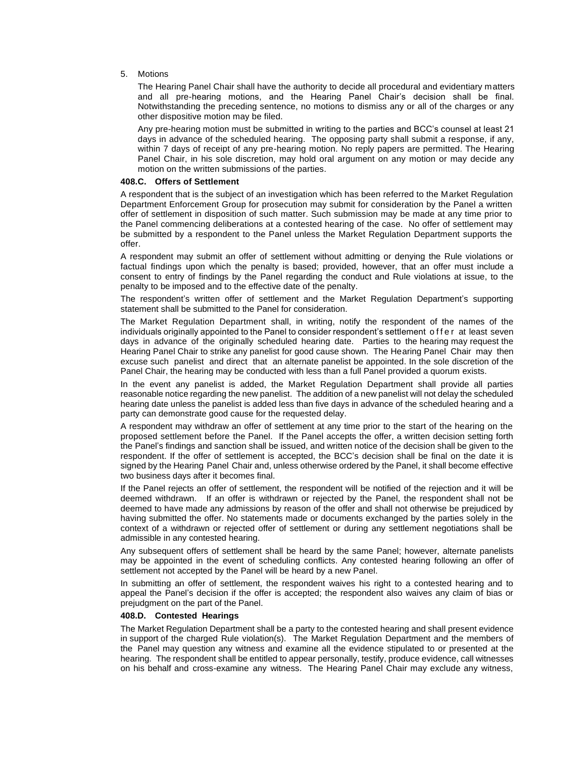5. Motions

   The Hearing Panel Chair shall have the authority to decide all procedural and evidentiary matters and all pre-hearing motions, and the Hearing Panel Chair's decision shall be final. Notwithstanding the preceding sentence, no motions to dismiss any or all of the charges or any other dispositive motion may be filed.

   Any pre-hearing motion must be submitted in writing to the parties and BCC's counsel at least 21 days in advance of the scheduled hearing. The opposing party shall submit a response, if any, within 7 days of receipt of any pre-hearing motion. No reply papers are permitted. The Hearing Panel Chair, in his sole discretion, may hold oral argument on any motion or may decide any motion on the written submissions of the parties.

**408.C. Offers of Settlement**

A respondent that is the subject of an investigation which has been referred to the Market Regulation Department Enforcement Group for prosecution may submit for consideration by the Panel a written offer of settlement in disposition of such matter. Such submission may be made at any time prior to the Panel commencing deliberations at a contested hearing of the case. No offer of settlement may be submitted by a respondent to the Panel unless the Market Regulation Department supports the offer.

A respondent may submit an offer of settlement without admitting or denying the Rule violations or factual findings upon which the penalty is based; provided, however, that an offer must include a consent to entry of findings by the Panel regarding the conduct and Rule violations at issue, to the penalty to be imposed and to the effective date of the penalty.

The respondent's written offer of settlement and the Market Regulation Department's supporting statement shall be submitted to the Panel for consideration.

The Market Regulation Department shall, in writing, notify the respondent of the names of the individuals originally appointed to the Panel to consider respondent's settlement offer at least seven days in advance of the originally scheduled hearing date. Parties to the hearing may request the Hearing Panel Chair to strike any panelist for good cause shown. The Hearing Panel Chair may then excuse such panelist and direct that an alternate panelist be appointed. In the sole discretion of the Panel Chair, the hearing may be conducted with less than a full Panel provided a quorum exists.

In the event any panelist is added, the Market Regulation Department shall provide all parties reasonable notice regarding the new panelist. The addition of a new panelist will not delay the scheduled hearing date unless the panelist is added less than five days in advance of the scheduled hearing and a party can demonstrate good cause for the requested delay.

A respondent may withdraw an offer of settlement at any time prior to the start of the hearing on the proposed settlement before the Panel. If the Panel accepts the offer, a written decision setting forth the Panel's findings and sanction shall be issued, and written notice of the decision shall be given to the respondent. If the offer of settlement is accepted, the BCC's decision shall be final on the date it is signed by the Hearing Panel Chair and, unless otherwise ordered by the Panel, it shall become effective two business days after it becomes final.

If the Panel rejects an offer of settlement, the respondent will be notified of the rejection and it will be deemed withdrawn. If an offer is withdrawn or rejected by the Panel, the respondent shall not be deemed to have made any admissions by reason of the offer and shall not otherwise be prejudiced by having submitted the offer. No statements made or documents exchanged by the parties solely in the context of a withdrawn or rejected offer of settlement or during any settlement negotiations shall be admissible in any contested hearing.

Any subsequent offers of settlement shall be heard by the same Panel; however, alternate panelists may be appointed in the event of scheduling conflicts. Any contested hearing following an offer of settlement not accepted by the Panel will be heard by a new Panel.

In submitting an offer of settlement, the respondent waives his right to a contested hearing and to appeal the Panel's decision if the offer is accepted; the respondent also waives any claim of bias or prejudgment on the part of the Panel.

**408.D. Contested Hearings**

The Market Regulation Department shall be a party to the contested hearing and shall present evidence in support of the charged Rule violation(s). The Market Regulation Department and the members of the Panel may question any witness and examine all the evidence stipulated to or presented at the hearing. The respondent shall be entitled to appear personally, testify, produce evidence, call witnesses on his behalf and cross-examine any witness. The Hearing Panel Chair may exclude any witness,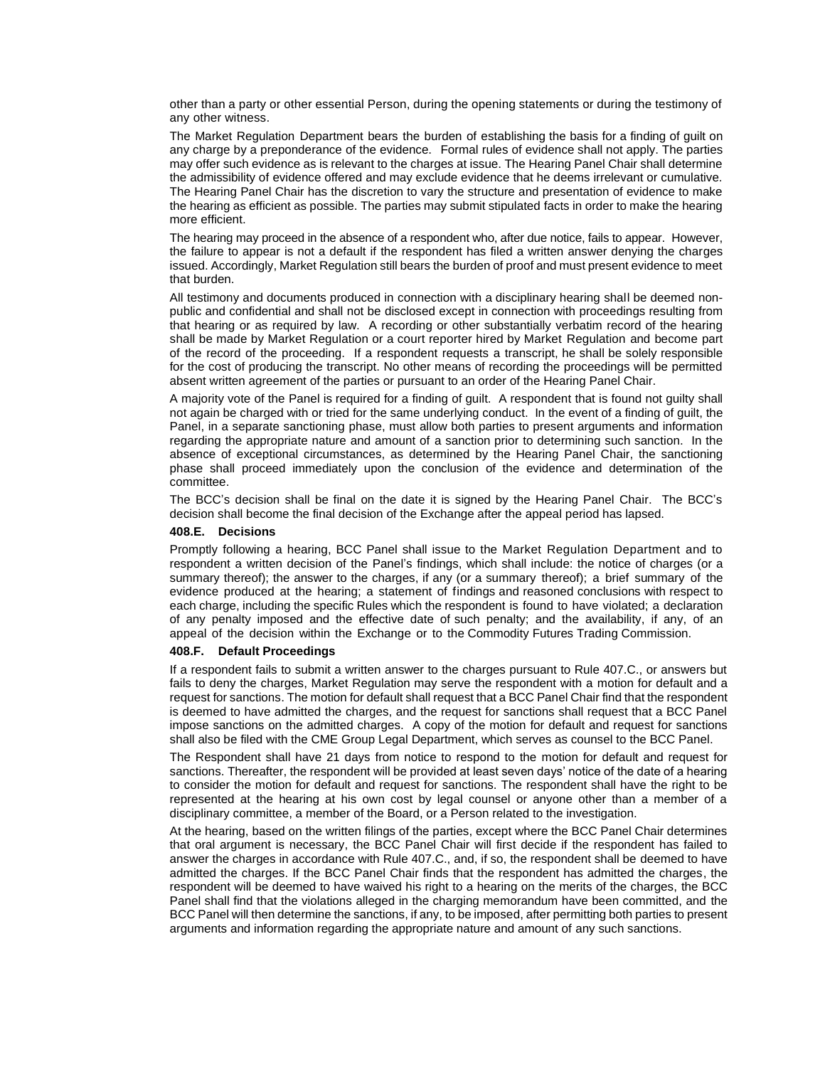other than a party or other essential Person, during the opening statements or during the testimony of any other witness.

The Market Regulation Department bears the burden of establishing the basis for a finding of guilt on any charge by a preponderance of the evidence. Formal rules of evidence shall not apply. The parties may offer such evidence as is relevant to the charges at issue. The Hearing Panel Chair shall determine the admissibility of evidence offered and may exclude evidence that he deems irrelevant or cumulative. The Hearing Panel Chair has the discretion to vary the structure and presentation of evidence to make the hearing as efficient as possible. The parties may submit stipulated facts in order to make the hearing more efficient.

The hearing may proceed in the absence of a respondent who, after due notice, fails to appear. However, the failure to appear is not a default if the respondent has filed a written answer denying the charges issued. Accordingly, Market Regulation still bears the burden of proof and must present evidence to meet that burden.

All testimony and documents produced in connection with a disciplinary hearing shall be deemed non-public and confidential and shall not be disclosed except in connection with proceedings resulting from that hearing or as required by law. A recording or other substantially verbatim record of the hearing shall be made by Market Regulation or a court reporter hired by Market Regulation and become part of the record of the proceeding. If a respondent requests a transcript, he shall be solely responsible for the cost of producing the transcript. No other means of recording the proceedings will be permitted absent written agreement of the parties or pursuant to an order of the Hearing Panel Chair.

A majority vote of the Panel is required for a finding of guilt. A respondent that is found not guilty shall not again be charged with or tried for the same underlying conduct. In the event of a finding of guilt, the Panel, in a separate sanctioning phase, must allow both parties to present arguments and information regarding the appropriate nature and amount of a sanction prior to determining such sanction. In the absence of exceptional circumstances, as determined by the Hearing Panel Chair, the sanctioning phase shall proceed immediately upon the conclusion of the evidence and determination of the committee.

The BCC's decision shall be final on the date it is signed by the Hearing Panel Chair. The BCC's decision shall become the final decision of the Exchange after the appeal period has lapsed.

**408.E. Decisions**

Promptly following a hearing, BCC Panel shall issue to the Market Regulation Department and to respondent a written decision of the Panel's findings, which shall include: the notice of charges (or a summary thereof); the answer to the charges, if any (or a summary thereof); a brief summary of the evidence produced at the hearing; a statement of findings and reasoned conclusions with respect to each charge, including the specific Rules which the respondent is found to have violated; a declaration of any penalty imposed and the effective date of such penalty; and the availability, if any, of an appeal of the decision within the Exchange or to the Commodity Futures Trading Commission.

**408.F. Default Proceedings**

If a respondent fails to submit a written answer to the charges pursuant to Rule 407.C., or answers but fails to deny the charges, Market Regulation may serve the respondent with a motion for default and a request for sanctions. The motion for default shall request that a BCC Panel Chair find that the respondent is deemed to have admitted the charges, and the request for sanctions shall request that a BCC Panel impose sanctions on the admitted charges. A copy of the motion for default and request for sanctions shall also be filed with the CME Group Legal Department, which serves as counsel to the BCC Panel.

The Respondent shall have 21 days from notice to respond to the motion for default and request for sanctions. Thereafter, the respondent will be provided at least seven days' notice of the date of a hearing to consider the motion for default and request for sanctions. The respondent shall have the right to be represented at the hearing at his own cost by legal counsel or anyone other than a member of a disciplinary committee, a member of the Board, or a Person related to the investigation.

At the hearing, based on the written filings of the parties, except where the BCC Panel Chair determines that oral argument is necessary, the BCC Panel Chair will first decide if the respondent has failed to answer the charges in accordance with Rule 407.C., and, if so, the respondent shall be deemed to have admitted the charges. If the BCC Panel Chair finds that the respondent has admitted the charges, the respondent will be deemed to have waived his right to a hearing on the merits of the charges, the BCC Panel shall find that the violations alleged in the charging memorandum have been committed, and the BCC Panel will then determine the sanctions, if any, to be imposed, after permitting both parties to present arguments and information regarding the appropriate nature and amount of any such sanctions.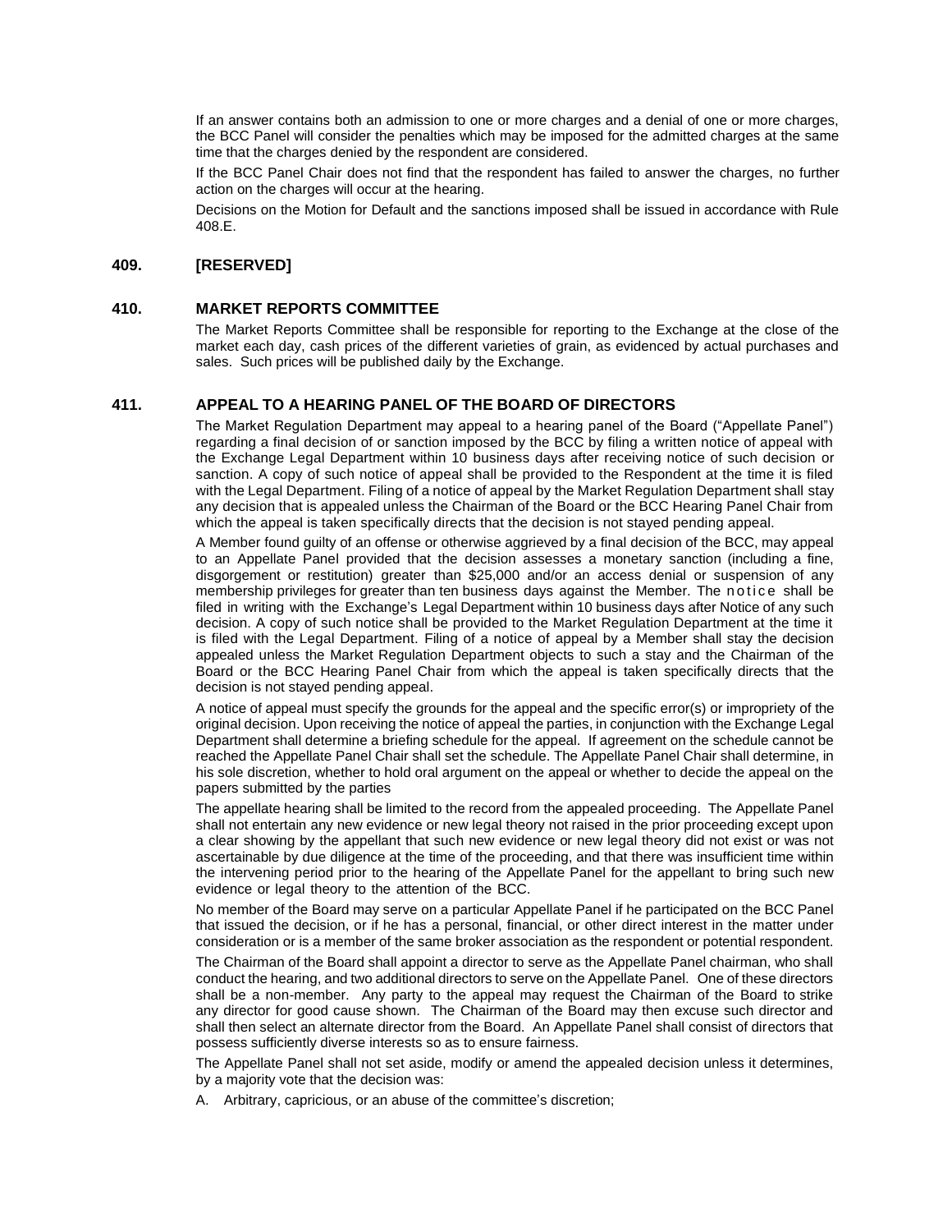If an answer contains both an admission to one or more charges and a denial of one or more charges, the BCC Panel will consider the penalties which may be imposed for the admitted charges at the same time that the charges denied by the respondent are considered.

If the BCC Panel Chair does not find that the respondent has failed to answer the charges, no further action on the charges will occur at the hearing.

Decisions on the Motion for Default and the sanctions imposed shall be issued in accordance with Rule 408.E.

## 409. [RESERVED]

## 410. MARKET REPORTS COMMITTEE

The Market Reports Committee shall be responsible for reporting to the Exchange at the close of the market each day, cash prices of the different varieties of grain, as evidenced by actual purchases and sales. Such prices will be published daily by the Exchange.

## 411. APPEAL TO A HEARING PANEL OF THE BOARD OF DIRECTORS

The Market Regulation Department may appeal to a hearing panel of the Board ("Appellate Panel") regarding a final decision of or sanction imposed by the BCC by filing a written notice of appeal with the Exchange Legal Department within 10 business days after receiving notice of such decision or sanction. A copy of such notice of appeal shall be provided to the Respondent at the time it is filed with the Legal Department. Filing of a notice of appeal by the Market Regulation Department shall stay any decision that is appealed unless the Chairman of the Board or the BCC Hearing Panel Chair from which the appeal is taken specifically directs that the decision is not stayed pending appeal.

A Member found guilty of an offense or otherwise aggrieved by a final decision of the BCC, may appeal to an Appellate Panel provided that the decision assesses a monetary sanction (including a fine, disgorgement or restitution) greater than $25,000 and/or an access denial or suspension of any membership privileges for greater than ten business days against the Member. The notice shall be filed in writing with the Exchange's Legal Department within 10 business days after Notice of any such decision. A copy of such notice shall be provided to the Market Regulation Department at the time it is filed with the Legal Department. Filing of a notice of appeal by a Member shall stay the decision appealed unless the Market Regulation Department objects to such a stay and the Chairman of the Board or the BCC Hearing Panel Chair from which the appeal is taken specifically directs that the decision is not stayed pending appeal.

A notice of appeal must specify the grounds for the appeal and the specific error(s) or impropriety of the original decision. Upon receiving the notice of appeal the parties, in conjunction with the Exchange Legal Department shall determine a briefing schedule for the appeal. If agreement on the schedule cannot be reached the Appellate Panel Chair shall set the schedule. The Appellate Panel Chair shall determine, in his sole discretion, whether to hold oral argument on the appeal or whether to decide the appeal on the papers submitted by the parties

The appellate hearing shall be limited to the record from the appealed proceeding. The Appellate Panel shall not entertain any new evidence or new legal theory not raised in the prior proceeding except upon a clear showing by the appellant that such new evidence or new legal theory did not exist or was not ascertainable by due diligence at the time of the proceeding, and that there was insufficient time within the intervening period prior to the hearing of the Appellate Panel for the appellant to bring such new evidence or legal theory to the attention of the BCC.

No member of the Board may serve on a particular Appellate Panel if he participated on the BCC Panel that issued the decision, or if he has a personal, financial, or other direct interest in the matter under consideration or is a member of the same broker association as the respondent or potential respondent.

The Chairman of the Board shall appoint a director to serve as the Appellate Panel chairman, who shall conduct the hearing, and two additional directors to serve on the Appellate Panel. One of these directors shall be a non-member. Any party to the appeal may request the Chairman of the Board to strike any director for good cause shown. The Chairman of the Board may then excuse such director and shall then select an alternate director from the Board. An Appellate Panel shall consist of directors that possess sufficiently diverse interests so as to ensure fairness.

The Appellate Panel shall not set aside, modify or amend the appealed decision unless it determines, by a majority vote that the decision was:

A. Arbitrary, capricious, or an abuse of the committee's discretion;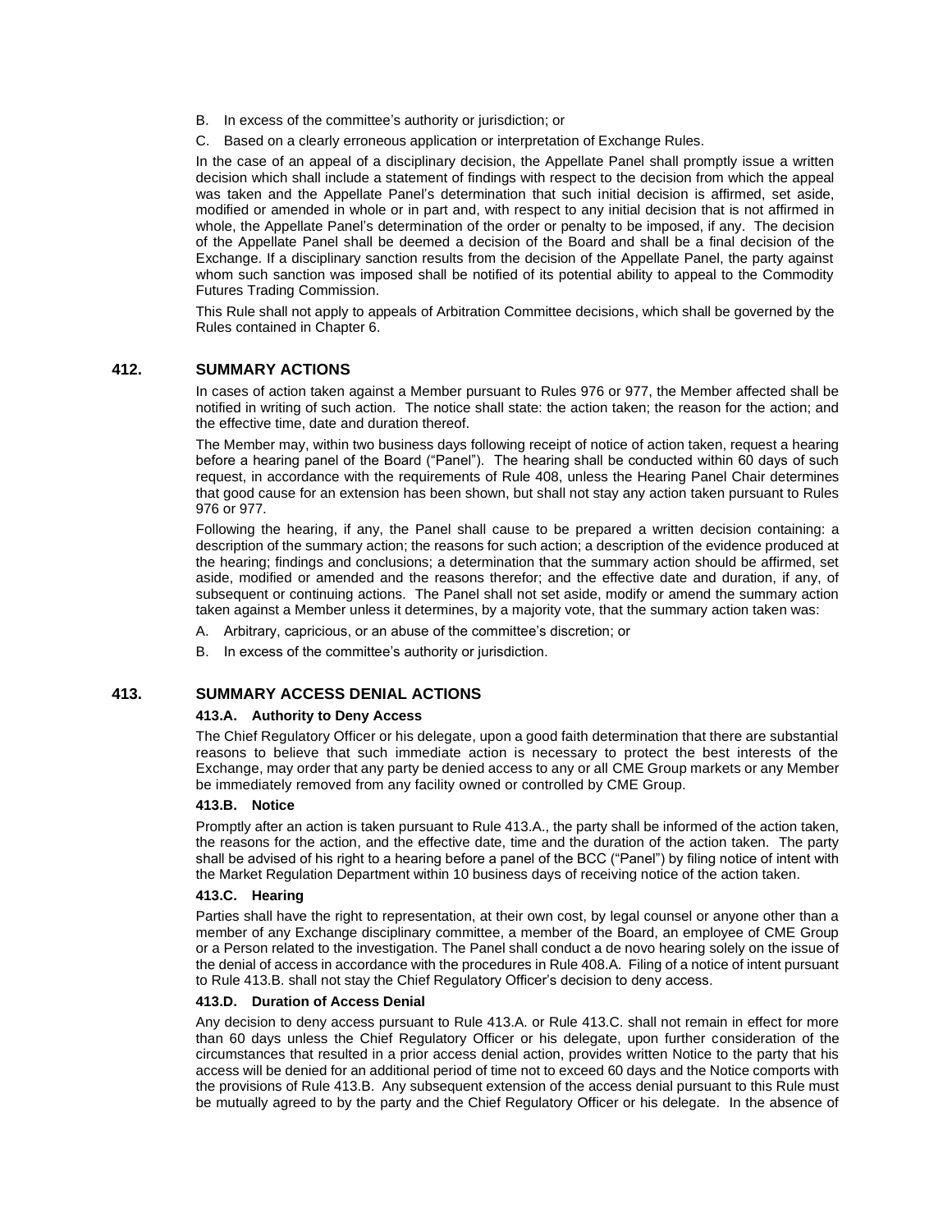B. In excess of the committee's authority or jurisdiction; or

C. Based on a clearly erroneous application or interpretation of Exchange Rules.

In the case of an appeal of a disciplinary decision, the Appellate Panel shall promptly issue a written decision which shall include a statement of findings with respect to the decision from which the appeal was taken and the Appellate Panel's determination that such initial decision is affirmed, set aside, modified or amended in whole or in part and, with respect to any initial decision that is not affirmed in whole, the Appellate Panel's determination of the order or penalty to be imposed, if any. The decision of the Appellate Panel shall be deemed a decision of the Board and shall be a final decision of the Exchange. If a disciplinary sanction results from the decision of the Appellate Panel, the party against whom such sanction was imposed shall be notified of its potential ability to appeal to the Commodity Futures Trading Commission.

This Rule shall not apply to appeals of Arbitration Committee decisions, which shall be governed by the Rules contained in Chapter 6.

## 412. SUMMARY ACTIONS

In cases of action taken against a Member pursuant to Rules 976 or 977, the Member affected shall be notified in writing of such action. The notice shall state: the action taken; the reason for the action; and the effective time, date and duration thereof.

The Member may, within two business days following receipt of notice of action taken, request a hearing before a hearing panel of the Board ("Panel"). The hearing shall be conducted within 60 days of such request, in accordance with the requirements of Rule 408, unless the Hearing Panel Chair determines that good cause for an extension has been shown, but shall not stay any action taken pursuant to Rules 976 or 977.

Following the hearing, if any, the Panel shall cause to be prepared a written decision containing: a description of the summary action; the reasons for such action; a description of the evidence produced at the hearing; findings and conclusions; a determination that the summary action should be affirmed, set aside, modified or amended and the reasons therefor; and the effective date and duration, if any, of subsequent or continuing actions. The Panel shall not set aside, modify or amend the summary action taken against a Member unless it determines, by a majority vote, that the summary action taken was:

A. Arbitrary, capricious, or an abuse of the committee's discretion; or

B. In excess of the committee's authority or jurisdiction.

## 413. SUMMARY ACCESS DENIAL ACTIONS

### 413.A. Authority to Deny Access

The Chief Regulatory Officer or his delegate, upon a good faith determination that there are substantial reasons to believe that such immediate action is necessary to protect the best interests of the Exchange, may order that any party be denied access to any or all CME Group markets or any Member be immediately removed from any facility owned or controlled by CME Group.

### 413.B. Notice

Promptly after an action is taken pursuant to Rule 413.A., the party shall be informed of the action taken, the reasons for the action, and the effective date, time and the duration of the action taken. The party shall be advised of his right to a hearing before a panel of the BCC ("Panel") by filing notice of intent with the Market Regulation Department within 10 business days of receiving notice of the action taken.

### 413.C. Hearing

Parties shall have the right to representation, at their own cost, by legal counsel or anyone other than a member of any Exchange disciplinary committee, a member of the Board, an employee of CME Group or a Person related to the investigation. The Panel shall conduct a de novo hearing solely on the issue of the denial of access in accordance with the procedures in Rule 408.A. Filing of a notice of intent pursuant to Rule 413.B. shall not stay the Chief Regulatory Officer's decision to deny access.

### 413.D. Duration of Access Denial

Any decision to deny access pursuant to Rule 413.A. or Rule 413.C. shall not remain in effect for more than 60 days unless the Chief Regulatory Officer or his delegate, upon further consideration of the circumstances that resulted in a prior access denial action, provides written Notice to the party that his access will be denied for an additional period of time not to exceed 60 days and the Notice comports with the provisions of Rule 413.B. Any subsequent extension of the access denial pursuant to this Rule must be mutually agreed to by the party and the Chief Regulatory Officer or his delegate. In the absence of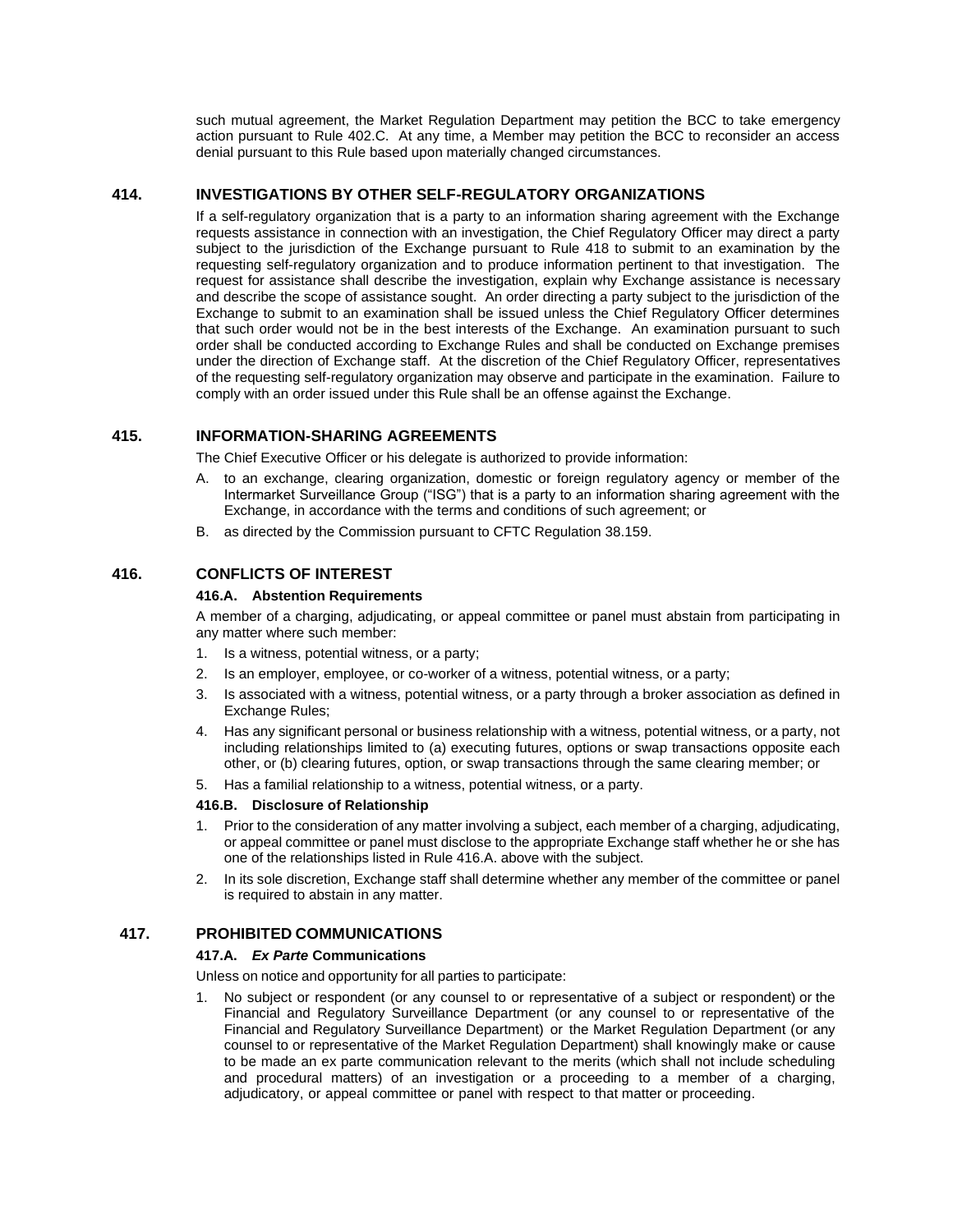such mutual agreement, the Market Regulation Department may petition the BCC to take emergency action pursuant to Rule 402.C. At any time, a Member may petition the BCC to reconsider an access denial pursuant to this Rule based upon materially changed circumstances.

## 414. INVESTIGATIONS BY OTHER SELF-REGULATORY ORGANIZATIONS

If a self-regulatory organization that is a party to an information sharing agreement with the Exchange requests assistance in connection with an investigation, the Chief Regulatory Officer may direct a party subject to the jurisdiction of the Exchange pursuant to Rule 418 to submit to an examination by the requesting self-regulatory organization and to produce information pertinent to that investigation. The request for assistance shall describe the investigation, explain why Exchange assistance is necessary and describe the scope of assistance sought. An order directing a party subject to the jurisdiction of the Exchange to submit to an examination shall be issued unless the Chief Regulatory Officer determines that such order would not be in the best interests of the Exchange. An examination pursuant to such order shall be conducted according to Exchange Rules and shall be conducted on Exchange premises under the direction of Exchange staff. At the discretion of the Chief Regulatory Officer, representatives of the requesting self-regulatory organization may observe and participate in the examination. Failure to comply with an order issued under this Rule shall be an offense against the Exchange.

## 415. INFORMATION-SHARING AGREEMENTS

The Chief Executive Officer or his delegate is authorized to provide information:

A. to an exchange, clearing organization, domestic or foreign regulatory agency or member of the Intermarket Surveillance Group ("ISG") that is a party to an information sharing agreement with the Exchange, in accordance with the terms and conditions of such agreement; or

B. as directed by the Commission pursuant to CFTC Regulation 38.159.

## 416. CONFLICTS OF INTEREST

### 416.A. Abstention Requirements

A member of a charging, adjudicating, or appeal committee or panel must abstain from participating in any matter where such member:

1. Is a witness, potential witness, or a party;
2. Is an employer, employee, or co-worker of a witness, potential witness, or a party;
3. Is associated with a witness, potential witness, or a party through a broker association as defined in Exchange Rules;
4. Has any significant personal or business relationship with a witness, potential witness, or a party, not including relationships limited to (a) executing futures, options or swap transactions opposite each other, or (b) clearing futures, option, or swap transactions through the same clearing member; or
5. Has a familial relationship to a witness, potential witness, or a party.

### 416.B. Disclosure of Relationship

1. Prior to the consideration of any matter involving a subject, each member of a charging, adjudicating, or appeal committee or panel must disclose to the appropriate Exchange staff whether he or she has one of the relationships listed in Rule 416.A. above with the subject.
2. In its sole discretion, Exchange staff shall determine whether any member of the committee or panel is required to abstain in any matter.

## 417. PROHIBITED COMMUNICATIONS

### 417.A. *Ex Parte* Communications

Unless on notice and opportunity for all parties to participate:

1. No subject or respondent (or any counsel to or representative of a subject or respondent) or the Financial and Regulatory Surveillance Department (or any counsel to or representative of the Financial and Regulatory Surveillance Department) or the Market Regulation Department (or any counsel to or representative of the Market Regulation Department) shall knowingly make or cause to be made an ex parte communication relevant to the merits (which shall not include scheduling and procedural matters) of an investigation or a proceeding to a member of a charging, adjudicatory, or appeal committee or panel with respect to that matter or proceeding.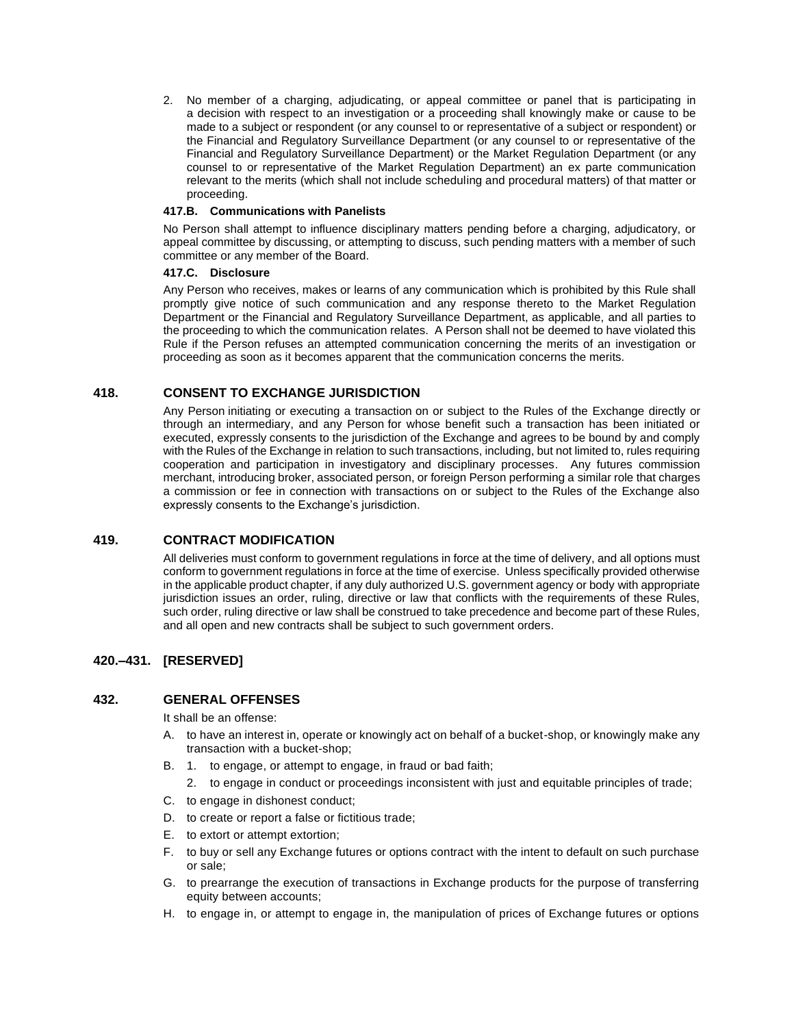2. No member of a charging, adjudicating, or appeal committee or panel that is participating in a decision with respect to an investigation or a proceeding shall knowingly make or cause to be made to a subject or respondent (or any counsel to or representative of a subject or respondent) or the Financial and Regulatory Surveillance Department (or any counsel to or representative of the Financial and Regulatory Surveillance Department) or the Market Regulation Department (or any counsel to or representative of the Market Regulation Department) an ex parte communication relevant to the merits (which shall not include scheduling and procedural matters) of that matter or proceeding.

**417.B. Communications with Panelists**

No Person shall attempt to influence disciplinary matters pending before a charging, adjudicatory, or appeal committee by discussing, or attempting to discuss, such pending matters with a member of such committee or any member of the Board.

**417.C. Disclosure**

Any Person who receives, makes or learns of any communication which is prohibited by this Rule shall promptly give notice of such communication and any response thereto to the Market Regulation Department or the Financial and Regulatory Surveillance Department, as applicable, and all parties to the proceeding to which the communication relates. A Person shall not be deemed to have violated this Rule if the Person refuses an attempted communication concerning the merits of an investigation or proceeding as soon as it becomes apparent that the communication concerns the merits.

## 418. CONSENT TO EXCHANGE JURISDICTION

Any Person initiating or executing a transaction on or subject to the Rules of the Exchange directly or through an intermediary, and any Person for whose benefit such a transaction has been initiated or executed, expressly consents to the jurisdiction of the Exchange and agrees to be bound by and comply with the Rules of the Exchange in relation to such transactions, including, but not limited to, rules requiring cooperation and participation in investigatory and disciplinary processes. Any futures commission merchant, introducing broker, associated person, or foreign Person performing a similar role that charges a commission or fee in connection with transactions on or subject to the Rules of the Exchange also expressly consents to the Exchange's jurisdiction.

## 419. CONTRACT MODIFICATION

All deliveries must conform to government regulations in force at the time of delivery, and all options must conform to government regulations in force at the time of exercise. Unless specifically provided otherwise in the applicable product chapter, if any duly authorized U.S. government agency or body with appropriate jurisdiction issues an order, ruling, directive or law that conflicts with the requirements of these Rules, such order, ruling directive or law shall be construed to take precedence and become part of these Rules, and all open and new contracts shall be subject to such government orders.

## 420.–431. [RESERVED]

## 432. GENERAL OFFENSES

It shall be an offense:

A. to have an interest in, operate or knowingly act on behalf of a bucket-shop, or knowingly make any transaction with a bucket-shop;

B. 1. to engage, or attempt to engage, in fraud or bad faith;

   2. to engage in conduct or proceedings inconsistent with just and equitable principles of trade;

C. to engage in dishonest conduct;

D. to create or report a false or fictitious trade;

E. to extort or attempt extortion;

F. to buy or sell any Exchange futures or options contract with the intent to default on such purchase or sale;

G. to prearrange the execution of transactions in Exchange products for the purpose of transferring equity between accounts;

H. to engage in, or attempt to engage in, the manipulation of prices of Exchange futures or options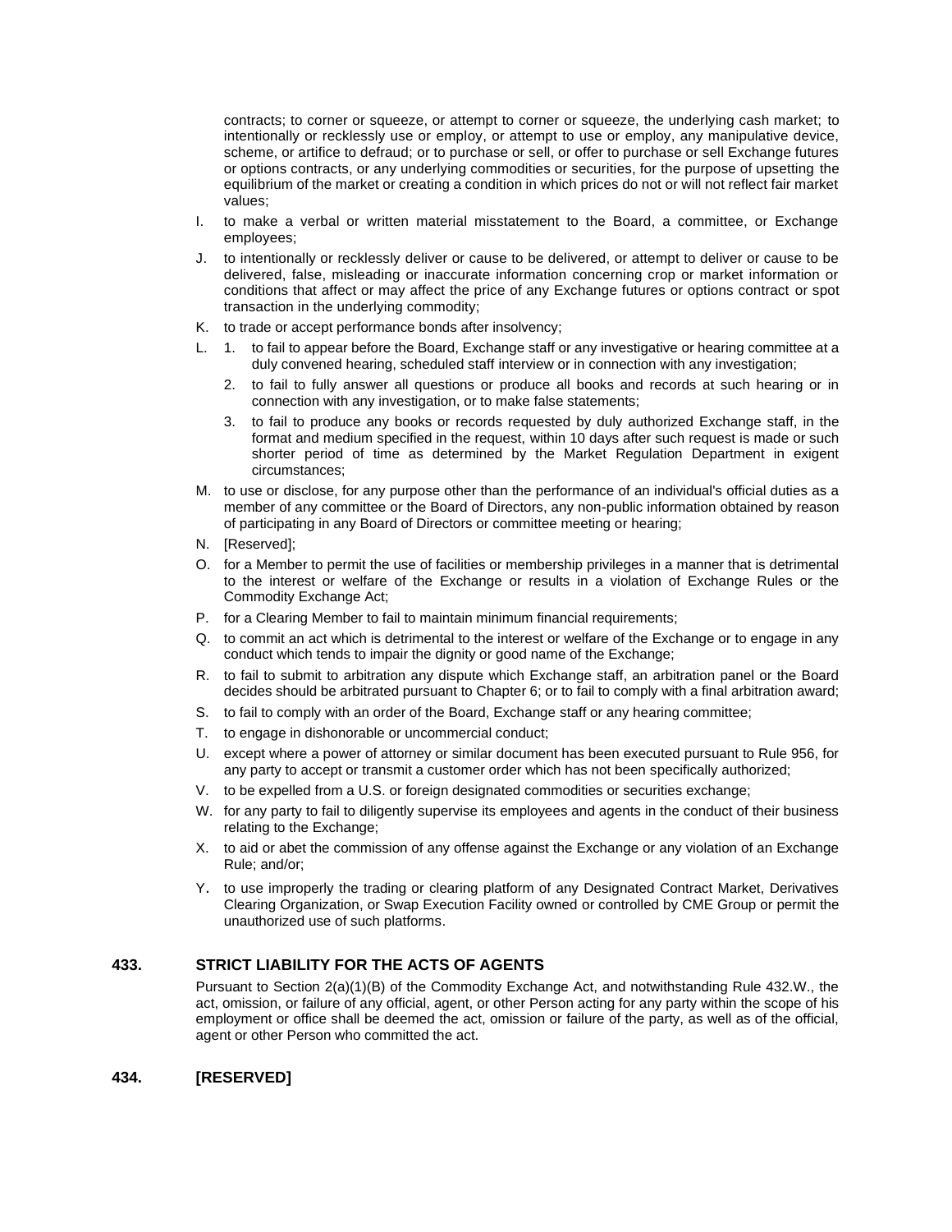contracts; to corner or squeeze, or attempt to corner or squeeze, the underlying cash market; to intentionally or recklessly use or employ, or attempt to use or employ, any manipulative device, scheme, or artifice to defraud; or to purchase or sell, or offer to purchase or sell Exchange futures or options contracts, or any underlying commodities or securities, for the purpose of upsetting the equilibrium of the market or creating a condition in which prices do not or will not reflect fair market values;

I. to make a verbal or written material misstatement to the Board, a committee, or Exchange employees;

J. to intentionally or recklessly deliver or cause to be delivered, or attempt to deliver or cause to be delivered, false, misleading or inaccurate information concerning crop or market information or conditions that affect or may affect the price of any Exchange futures or options contract or spot transaction in the underlying commodity;

K. to trade or accept performance bonds after insolvency;

L. 1. to fail to appear before the Board, Exchange staff or any investigative or hearing committee at a duly convened hearing, scheduled staff interview or in connection with any investigation;

   2. to fail to fully answer all questions or produce all books and records at such hearing or in connection with any investigation, or to make false statements;

   3. to fail to produce any books or records requested by duly authorized Exchange staff, in the format and medium specified in the request, within 10 days after such request is made or such shorter period of time as determined by the Market Regulation Department in exigent circumstances;

M. to use or disclose, for any purpose other than the performance of an individual's official duties as a member of any committee or the Board of Directors, any non-public information obtained by reason of participating in any Board of Directors or committee meeting or hearing;

N. [Reserved];

O. for a Member to permit the use of facilities or membership privileges in a manner that is detrimental to the interest or welfare of the Exchange or results in a violation of Exchange Rules or the Commodity Exchange Act;

P. for a Clearing Member to fail to maintain minimum financial requirements;

Q. to commit an act which is detrimental to the interest or welfare of the Exchange or to engage in any conduct which tends to impair the dignity or good name of the Exchange;

R. to fail to submit to arbitration any dispute which Exchange staff, an arbitration panel or the Board decides should be arbitrated pursuant to Chapter 6; or to fail to comply with a final arbitration award;

S. to fail to comply with an order of the Board, Exchange staff or any hearing committee;

T. to engage in dishonorable or uncommercial conduct;

U. except where a power of attorney or similar document has been executed pursuant to Rule 956, for any party to accept or transmit a customer order which has not been specifically authorized;

V. to be expelled from a U.S. or foreign designated commodities or securities exchange;

W. for any party to fail to diligently supervise its employees and agents in the conduct of their business relating to the Exchange;

X. to aid or abet the commission of any offense against the Exchange or any violation of an Exchange Rule; and/or;

Y. to use improperly the trading or clearing platform of any Designated Contract Market, Derivatives Clearing Organization, or Swap Execution Facility owned or controlled by CME Group or permit the unauthorized use of such platforms.

## 433. STRICT LIABILITY FOR THE ACTS OF AGENTS

Pursuant to Section 2(a)(1)(B) of the Commodity Exchange Act, and notwithstanding Rule 432.W., the act, omission, or failure of any official, agent, or other Person acting for any party within the scope of his employment or office shall be deemed the act, omission or failure of the party, as well as of the official, agent or other Person who committed the act.

## 434. [RESERVED]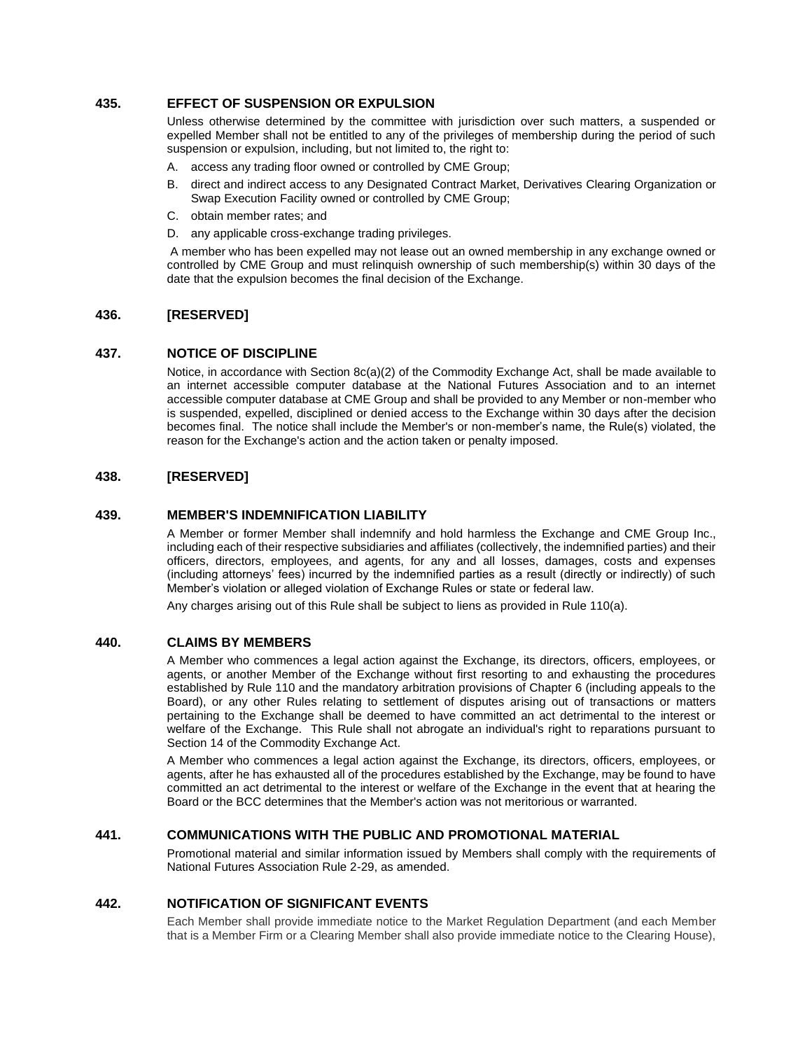## 435. EFFECT OF SUSPENSION OR EXPULSION

Unless otherwise determined by the committee with jurisdiction over such matters, a suspended or expelled Member shall not be entitled to any of the privileges of membership during the period of such suspension or expulsion, including, but not limited to, the right to:

A. access any trading floor owned or controlled by CME Group;

B. direct and indirect access to any Designated Contract Market, Derivatives Clearing Organization or Swap Execution Facility owned or controlled by CME Group;

C. obtain member rates; and

D. any applicable cross-exchange trading privileges.

A member who has been expelled may not lease out an owned membership in any exchange owned or controlled by CME Group and must relinquish ownership of such membership(s) within 30 days of the date that the expulsion becomes the final decision of the Exchange.

## 436. [RESERVED]

## 437. NOTICE OF DISCIPLINE

Notice, in accordance with Section 8c(a)(2) of the Commodity Exchange Act, shall be made available to an internet accessible computer database at the National Futures Association and to an internet accessible computer database at CME Group and shall be provided to any Member or non-member who is suspended, expelled, disciplined or denied access to the Exchange within 30 days after the decision becomes final. The notice shall include the Member's or non-member's name, the Rule(s) violated, the reason for the Exchange's action and the action taken or penalty imposed.

## 438. [RESERVED]

## 439. MEMBER'S INDEMNIFICATION LIABILITY

A Member or former Member shall indemnify and hold harmless the Exchange and CME Group Inc., including each of their respective subsidiaries and affiliates (collectively, the indemnified parties) and their officers, directors, employees, and agents, for any and all losses, damages, costs and expenses (including attorneys' fees) incurred by the indemnified parties as a result (directly or indirectly) of such Member's violation or alleged violation of Exchange Rules or state or federal law.

Any charges arising out of this Rule shall be subject to liens as provided in Rule 110(a).

## 440. CLAIMS BY MEMBERS

A Member who commences a legal action against the Exchange, its directors, officers, employees, or agents, or another Member of the Exchange without first resorting to and exhausting the procedures established by Rule 110 and the mandatory arbitration provisions of Chapter 6 (including appeals to the Board), or any other Rules relating to settlement of disputes arising out of transactions or matters pertaining to the Exchange shall be deemed to have committed an act detrimental to the interest or welfare of the Exchange. This Rule shall not abrogate an individual's right to reparations pursuant to Section 14 of the Commodity Exchange Act.

A Member who commences a legal action against the Exchange, its directors, officers, employees, or agents, after he has exhausted all of the procedures established by the Exchange, may be found to have committed an act detrimental to the interest or welfare of the Exchange in the event that at hearing the Board or the BCC determines that the Member's action was not meritorious or warranted.

## 441. COMMUNICATIONS WITH THE PUBLIC AND PROMOTIONAL MATERIAL

Promotional material and similar information issued by Members shall comply with the requirements of National Futures Association Rule 2-29, as amended.

## 442. NOTIFICATION OF SIGNIFICANT EVENTS

Each Member shall provide immediate notice to the Market Regulation Department (and each Member that is a Member Firm or a Clearing Member shall also provide immediate notice to the Clearing House),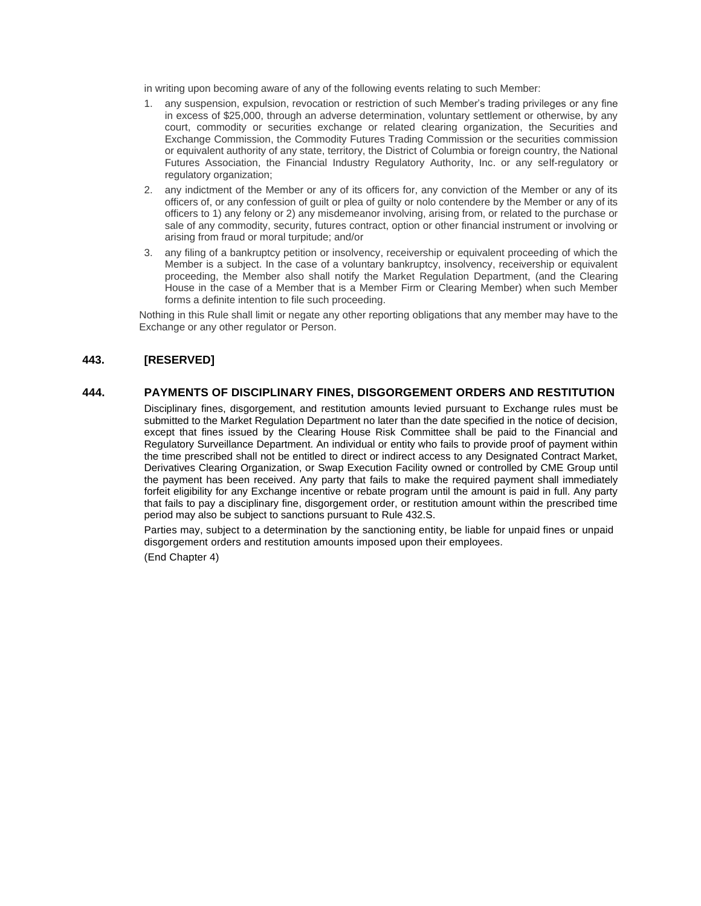in writing upon becoming aware of any of the following events relating to such Member:

1. any suspension, expulsion, revocation or restriction of such Member's trading privileges or any fine in excess of $25,000, through an adverse determination, voluntary settlement or otherwise, by any court, commodity or securities exchange or related clearing organization, the Securities and Exchange Commission, the Commodity Futures Trading Commission or the securities commission or equivalent authority of any state, territory, the District of Columbia or foreign country, the National Futures Association, the Financial Industry Regulatory Authority, Inc. or any self-regulatory or regulatory organization;
2. any indictment of the Member or any of its officers for, any conviction of the Member or any of its officers of, or any confession of guilt or plea of guilty or nolo contendere by the Member or any of its officers to 1) any felony or 2) any misdemeanor involving, arising from, or related to the purchase or sale of any commodity, security, futures contract, option or other financial instrument or involving or arising from fraud or moral turpitude; and/or
3. any filing of a bankruptcy petition or insolvency, receivership or equivalent proceeding of which the Member is a subject. In the case of a voluntary bankruptcy, insolvency, receivership or equivalent proceeding, the Member also shall notify the Market Regulation Department, (and the Clearing House in the case of a Member that is a Member Firm or Clearing Member) when such Member forms a definite intention to file such proceeding.

Nothing in this Rule shall limit or negate any other reporting obligations that any member may have to the Exchange or any other regulator or Person.

### 443. [RESERVED]

### 444. PAYMENTS OF DISCIPLINARY FINES, DISGORGEMENT ORDERS AND RESTITUTION

Disciplinary fines, disgorgement, and restitution amounts levied pursuant to Exchange rules must be submitted to the Market Regulation Department no later than the date specified in the notice of decision, except that fines issued by the Clearing House Risk Committee shall be paid to the Financial and Regulatory Surveillance Department. An individual or entity who fails to provide proof of payment within the time prescribed shall not be entitled to direct or indirect access to any Designated Contract Market, Derivatives Clearing Organization, or Swap Execution Facility owned or controlled by CME Group until the payment has been received. Any party that fails to make the required payment shall immediately forfeit eligibility for any Exchange incentive or rebate program until the amount is paid in full. Any party that fails to pay a disciplinary fine, disgorgement order, or restitution amount within the prescribed time period may also be subject to sanctions pursuant to Rule 432.S.

Parties may, subject to a determination by the sanctioning entity, be liable for unpaid fines or unpaid disgorgement orders and restitution amounts imposed upon their employees.

(End Chapter 4)